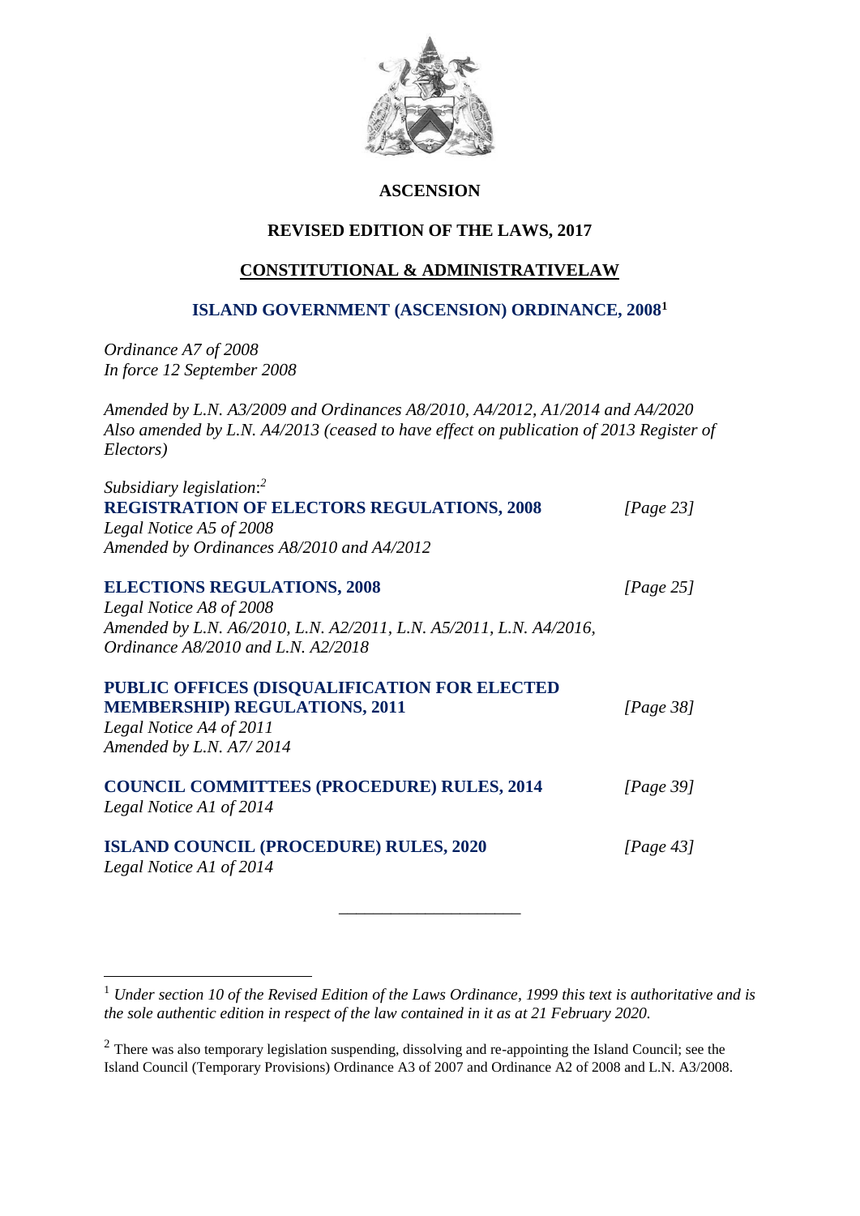# ASCENSION

## REVISED EDITION OF THE LAWS, 2017

## CONSTITUTIONAL & ADMINISTRATIVELAW

## ISLAND GOVERNMENT (ASCENSION) ORDINANCE, 2008[1]

*Ordinance A7 of 2008*
*In force 12 September 2008*

*Amended by L.N. A3/2009 and Ordinances A8/2010, A4/2012, A1/2014 and A4/2020*
*Also amended by L.N. A4/2013 (ceased to have effect on publication of 2013 Register of Electors)*

*Subsidiary legislation:[2]*

**REGISTRATION OF ELECTORS REGULATIONS, 2008** *[Page 23]*
*Legal Notice A5 of 2008*
*Amended by Ordinances A8/2010 and A4/2012*

**ELECTIONS REGULATIONS, 2008** *[Page 25]*
*Legal Notice A8 of 2008*
*Amended by L.N. A6/2010, L.N. A2/2011, L.N. A5/2011, L.N. A4/2016, Ordinance A8/2010 and L.N. A2/2018*

**PUBLIC OFFICES (DISQUALIFICATION FOR ELECTED MEMBERSHIP) REGULATIONS, 2011** *[Page 38]*
*Legal Notice A4 of 2011*
*Amended by L.N. A7/ 2014*

**COUNCIL COMMITTEES (PROCEDURE) RULES, 2014** *[Page 39]*
*Legal Notice A1 of 2014*

**ISLAND COUNCIL (PROCEDURE) RULES, 2020** *[Page 43]*
*Legal Notice A1 of 2014*

---

[1] *Under section 10 of the Revised Edition of the Laws Ordinance, 1999 this text is authoritative and is the sole authentic edition in respect of the law contained in it as at 21 February 2020.*

[2] There was also temporary legislation suspending, dissolving and re-appointing the Island Council; see the Island Council (Temporary Provisions) Ordinance A3 of 2007 and Ordinance A2 of 2008 and L.N. A3/2008.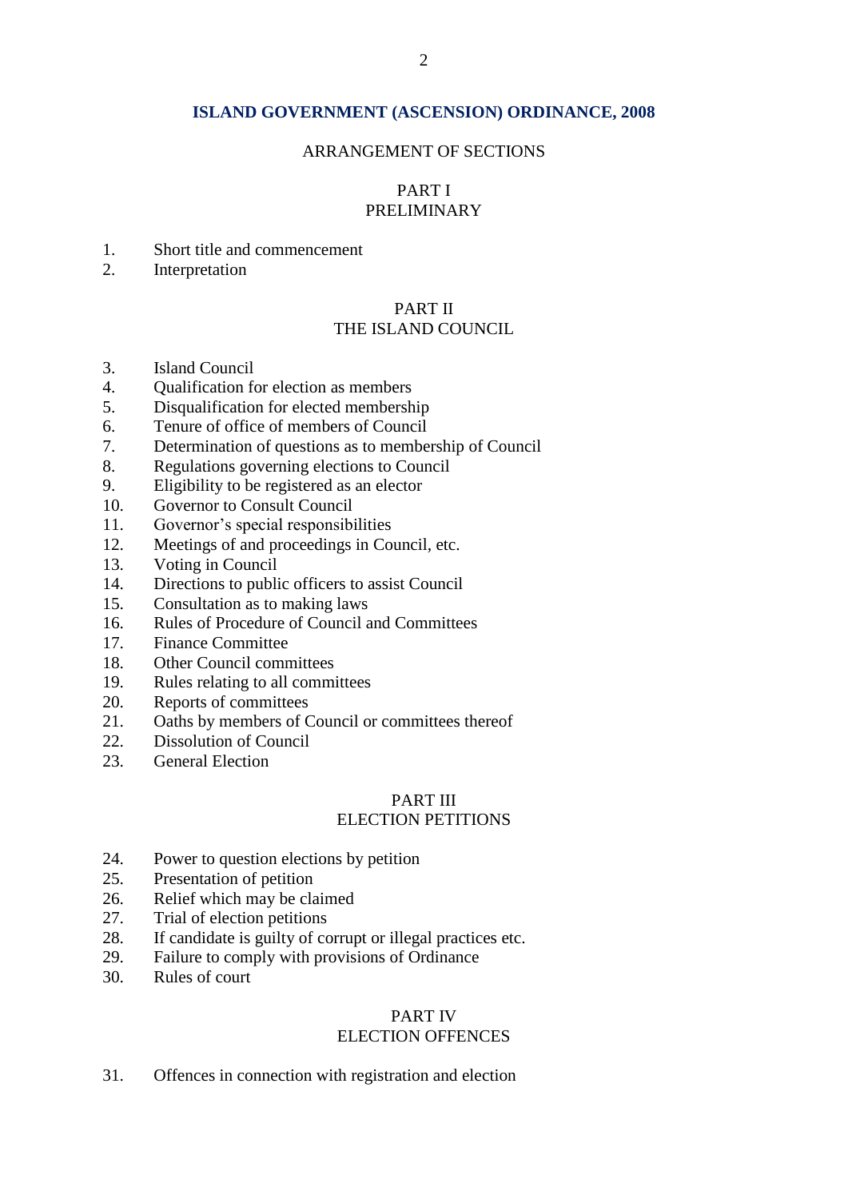# ISLAND GOVERNMENT (ASCENSION) ORDINANCE, 2008

## ARRANGEMENT OF SECTIONS

### PART I
### PRELIMINARY

1. Short title and commencement
2. Interpretation

### PART II
### THE ISLAND COUNCIL

3. Island Council
4. Qualification for election as members
5. Disqualification for elected membership
6. Tenure of office of members of Council
7. Determination of questions as to membership of Council
8. Regulations governing elections to Council
9. Eligibility to be registered as an elector
10. Governor to Consult Council
11. Governor's special responsibilities
12. Meetings of and proceedings in Council, etc.
13. Voting in Council
14. Directions to public officers to assist Council
15. Consultation as to making laws
16. Rules of Procedure of Council and Committees
17. Finance Committee
18. Other Council committees
19. Rules relating to all committees
20. Reports of committees
21. Oaths by members of Council or committees thereof
22. Dissolution of Council
23. General Election

### PART III
### ELECTION PETITIONS

24. Power to question elections by petition
25. Presentation of petition
26. Relief which may be claimed
27. Trial of election petitions
28. If candidate is guilty of corrupt or illegal practices etc.
29. Failure to comply with provisions of Ordinance
30. Rules of court

### PART IV
### ELECTION OFFENCES

31. Offences in connection with registration and election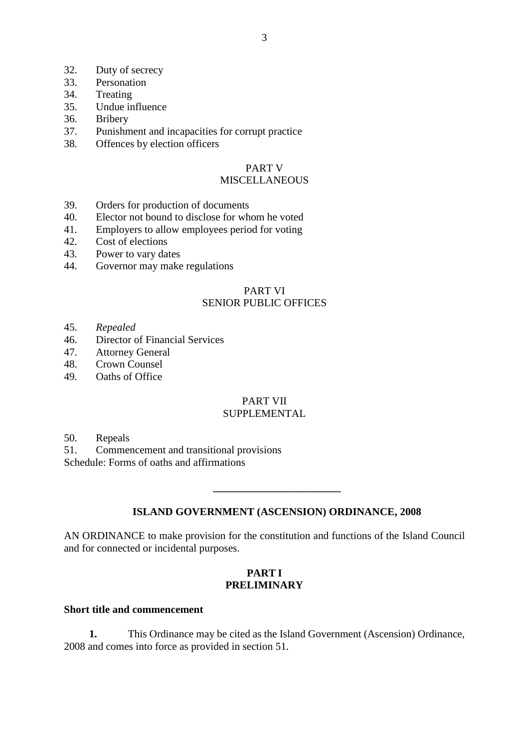32. Duty of secrecy
33. Personation
34. Treating
35. Undue influence
36. Bribery
37. Punishment and incapacities for corrupt practice
38. Offences by election officers

PART V
MISCELLANEOUS

39. Orders for production of documents
40. Elector not bound to disclose for whom he voted
41. Employers to allow employees period for voting
42. Cost of elections
43. Power to vary dates
44. Governor may make regulations

PART VI
SENIOR PUBLIC OFFICES

45. *Repealed*
46. Director of Financial Services
47. Attorney General
48. Crown Counsel
49. Oaths of Office

PART VII
SUPPLEMENTAL

50. Repeals
51. Commencement and transitional provisions

Schedule: Forms of oaths and affirmations

---

# ISLAND GOVERNMENT (ASCENSION) ORDINANCE, 2008

AN ORDINANCE to make provision for the constitution and functions of the Island Council and for connected or incidental purposes.

## PART I
## PRELIMINARY

### Short title and commencement

**1.** This Ordinance may be cited as the Island Government (Ascension) Ordinance, 2008 and comes into force as provided in section 51.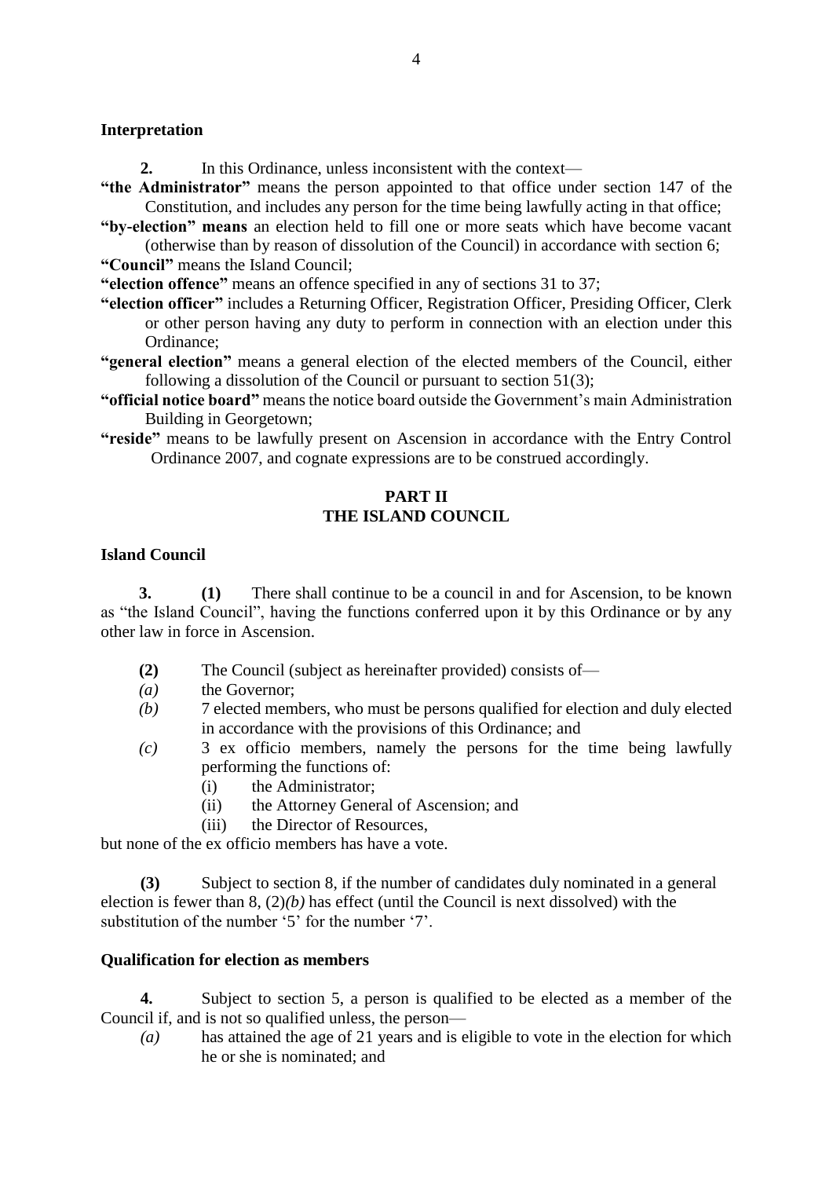**Interpretation**

**2.** In this Ordinance, unless inconsistent with the context—

**"the Administrator"** means the person appointed to that office under section 147 of the Constitution, and includes any person for the time being lawfully acting in that office;

**"by-election" means** an election held to fill one or more seats which have become vacant (otherwise than by reason of dissolution of the Council) in accordance with section 6;

**"Council"** means the Island Council;

**"election offence"** means an offence specified in any of sections 31 to 37;

**"election officer"** includes a Returning Officer, Registration Officer, Presiding Officer, Clerk or other person having any duty to perform in connection with an election under this Ordinance;

**"general election"** means a general election of the elected members of the Council, either following a dissolution of the Council or pursuant to section 51(3);

**"official notice board"** means the notice board outside the Government's main Administration Building in Georgetown;

**"reside"** means to be lawfully present on Ascension in accordance with the Entry Control Ordinance 2007, and cognate expressions are to be construed accordingly.

## PART II
## THE ISLAND COUNCIL

**Island Council**

**3.** **(1)** There shall continue to be a council in and for Ascension, to be known as "the Island Council", having the functions conferred upon it by this Ordinance or by any other law in force in Ascension.

**(2)** The Council (subject as hereinafter provided) consists of—

*(a)* the Governor;

*(b)* 7 elected members, who must be persons qualified for election and duly elected in accordance with the provisions of this Ordinance; and

*(c)* 3 ex officio members, namely the persons for the time being lawfully performing the functions of:

- (i) the Administrator;
- (ii) the Attorney General of Ascension; and
- (iii) the Director of Resources,

but none of the ex officio members has have a vote.

**(3)** Subject to section 8, if the number of candidates duly nominated in a general election is fewer than 8, (2)*(b)* has effect (until the Council is next dissolved) with the substitution of the number '5' for the number '7'.

**Qualification for election as members**

**4.** Subject to section 5, a person is qualified to be elected as a member of the Council if, and is not so qualified unless, the person—

*(a)* has attained the age of 21 years and is eligible to vote in the election for which he or she is nominated; and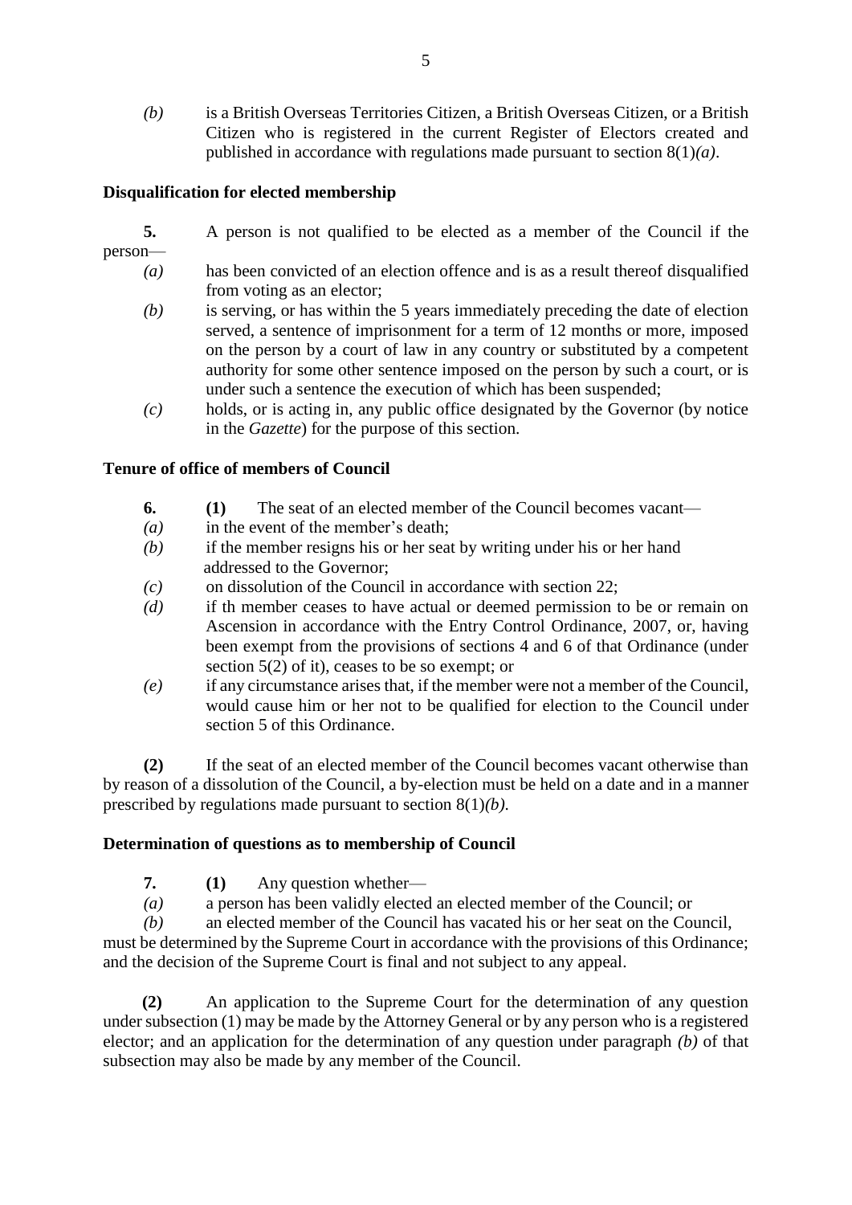*(b)* is a British Overseas Territories Citizen, a British Overseas Citizen, or a British Citizen who is registered in the current Register of Electors created and published in accordance with regulations made pursuant to section 8(1)*(a)*.

**Disqualification for elected membership**

**5.** A person is not qualified to be elected as a member of the Council if the person—

*(a)* has been convicted of an election offence and is as a result thereof disqualified from voting as an elector;

*(b)* is serving, or has within the 5 years immediately preceding the date of election served, a sentence of imprisonment for a term of 12 months or more, imposed on the person by a court of law in any country or substituted by a competent authority for some other sentence imposed on the person by such a court, or is under such a sentence the execution of which has been suspended;

*(c)* holds, or is acting in, any public office designated by the Governor (by notice in the *Gazette*) for the purpose of this section.

**Tenure of office of members of Council**

**6.** **(1)** The seat of an elected member of the Council becomes vacant—

*(a)* in the event of the member's death;

*(b)* if the member resigns his or her seat by writing under his or her hand addressed to the Governor;

*(c)* on dissolution of the Council in accordance with section 22;

*(d)* if th member ceases to have actual or deemed permission to be or remain on Ascension in accordance with the Entry Control Ordinance, 2007, or, having been exempt from the provisions of sections 4 and 6 of that Ordinance (under section 5(2) of it), ceases to be so exempt; or

*(e)* if any circumstance arises that, if the member were not a member of the Council, would cause him or her not to be qualified for election to the Council under section 5 of this Ordinance.

**(2)** If the seat of an elected member of the Council becomes vacant otherwise than by reason of a dissolution of the Council, a by-election must be held on a date and in a manner prescribed by regulations made pursuant to section 8(1)*(b)*.

**Determination of questions as to membership of Council**

**7.** **(1)** Any question whether—

*(a)* a person has been validly elected an elected member of the Council; or

*(b)* an elected member of the Council has vacated his or her seat on the Council,

must be determined by the Supreme Court in accordance with the provisions of this Ordinance; and the decision of the Supreme Court is final and not subject to any appeal.

**(2)** An application to the Supreme Court for the determination of any question under subsection (1) may be made by the Attorney General or by any person who is a registered elector; and an application for the determination of any question under paragraph *(b)* of that subsection may also be made by any member of the Council.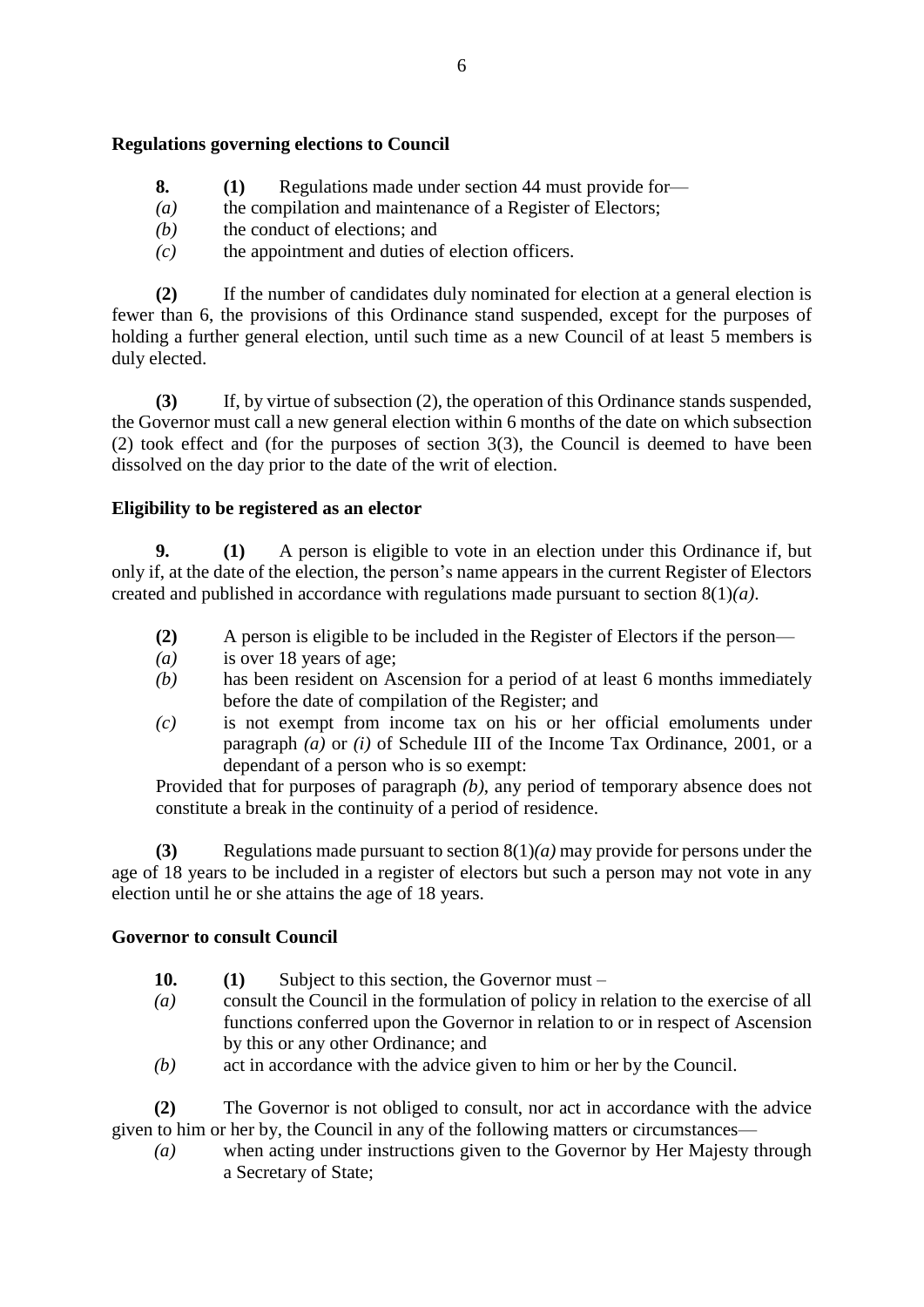### Regulations governing elections to Council

**8.** **(1)** Regulations made under section 44 must provide for—

*(a)* the compilation and maintenance of a Register of Electors;

*(b)* the conduct of elections; and

*(c)* the appointment and duties of election officers.

**(2)** If the number of candidates duly nominated for election at a general election is fewer than 6, the provisions of this Ordinance stand suspended, except for the purposes of holding a further general election, until such time as a new Council of at least 5 members is duly elected.

**(3)** If, by virtue of subsection (2), the operation of this Ordinance stands suspended, the Governor must call a new general election within 6 months of the date on which subsection (2) took effect and (for the purposes of section 3(3), the Council is deemed to have been dissolved on the day prior to the date of the writ of election.

### Eligibility to be registered as an elector

**9.** **(1)** A person is eligible to vote in an election under this Ordinance if, but only if, at the date of the election, the person's name appears in the current Register of Electors created and published in accordance with regulations made pursuant to section 8(1)*(a)*.

**(2)** A person is eligible to be included in the Register of Electors if the person—

*(a)* is over 18 years of age;

*(b)* has been resident on Ascension for a period of at least 6 months immediately before the date of compilation of the Register; and

*(c)* is not exempt from income tax on his or her official emoluments under paragraph *(a)* or *(i)* of Schedule III of the Income Tax Ordinance, 2001, or a dependant of a person who is so exempt:

Provided that for purposes of paragraph *(b)*, any period of temporary absence does not constitute a break in the continuity of a period of residence.

**(3)** Regulations made pursuant to section 8(1)*(a)* may provide for persons under the age of 18 years to be included in a register of electors but such a person may not vote in any election until he or she attains the age of 18 years.

### Governor to consult Council

**10.** **(1)** Subject to this section, the Governor must –

*(a)* consult the Council in the formulation of policy in relation to the exercise of all functions conferred upon the Governor in relation to or in respect of Ascension by this or any other Ordinance; and

*(b)* act in accordance with the advice given to him or her by the Council.

**(2)** The Governor is not obliged to consult, nor act in accordance with the advice given to him or her by, the Council in any of the following matters or circumstances—

*(a)* when acting under instructions given to the Governor by Her Majesty through a Secretary of State;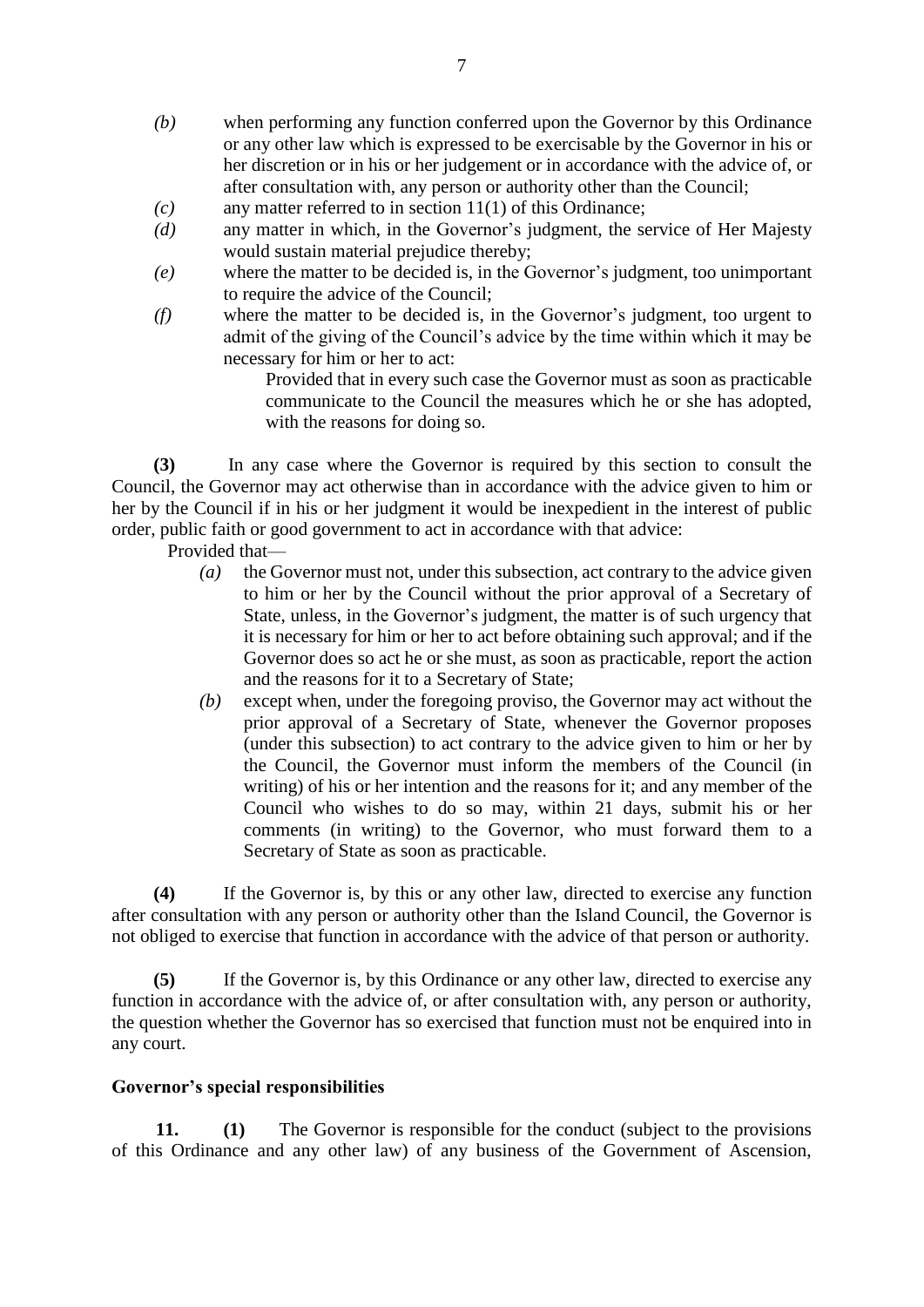*(b)* when performing any function conferred upon the Governor by this Ordinance or any other law which is expressed to be exercisable by the Governor in his or her discretion or in his or her judgement or in accordance with the advice of, or after consultation with, any person or authority other than the Council;

*(c)* any matter referred to in section 11(1) of this Ordinance;

*(d)* any matter in which, in the Governor's judgment, the service of Her Majesty would sustain material prejudice thereby;

*(e)* where the matter to be decided is, in the Governor's judgment, too unimportant to require the advice of the Council;

*(f)* where the matter to be decided is, in the Governor's judgment, too urgent to admit of the giving of the Council's advice by the time within which it may be necessary for him or her to act:

> Provided that in every such case the Governor must as soon as practicable communicate to the Council the measures which he or she has adopted, with the reasons for doing so.

**(3)** In any case where the Governor is required by this section to consult the Council, the Governor may act otherwise than in accordance with the advice given to him or her by the Council if in his or her judgment it would be inexpedient in the interest of public order, public faith or good government to act in accordance with that advice:

Provided that—

*(a)* the Governor must not, under this subsection, act contrary to the advice given to him or her by the Council without the prior approval of a Secretary of State, unless, in the Governor's judgment, the matter is of such urgency that it is necessary for him or her to act before obtaining such approval; and if the Governor does so act he or she must, as soon as practicable, report the action and the reasons for it to a Secretary of State;

*(b)* except when, under the foregoing proviso, the Governor may act without the prior approval of a Secretary of State, whenever the Governor proposes (under this subsection) to act contrary to the advice given to him or her by the Council, the Governor must inform the members of the Council (in writing) of his or her intention and the reasons for it; and any member of the Council who wishes to do so may, within 21 days, submit his or her comments (in writing) to the Governor, who must forward them to a Secretary of State as soon as practicable.

**(4)** If the Governor is, by this or any other law, directed to exercise any function after consultation with any person or authority other than the Island Council, the Governor is not obliged to exercise that function in accordance with the advice of that person or authority.

**(5)** If the Governor is, by this Ordinance or any other law, directed to exercise any function in accordance with the advice of, or after consultation with, any person or authority, the question whether the Governor has so exercised that function must not be enquired into in any court.

**Governor's special responsibilities**

**11.** **(1)** The Governor is responsible for the conduct (subject to the provisions of this Ordinance and any other law) of any business of the Government of Ascension,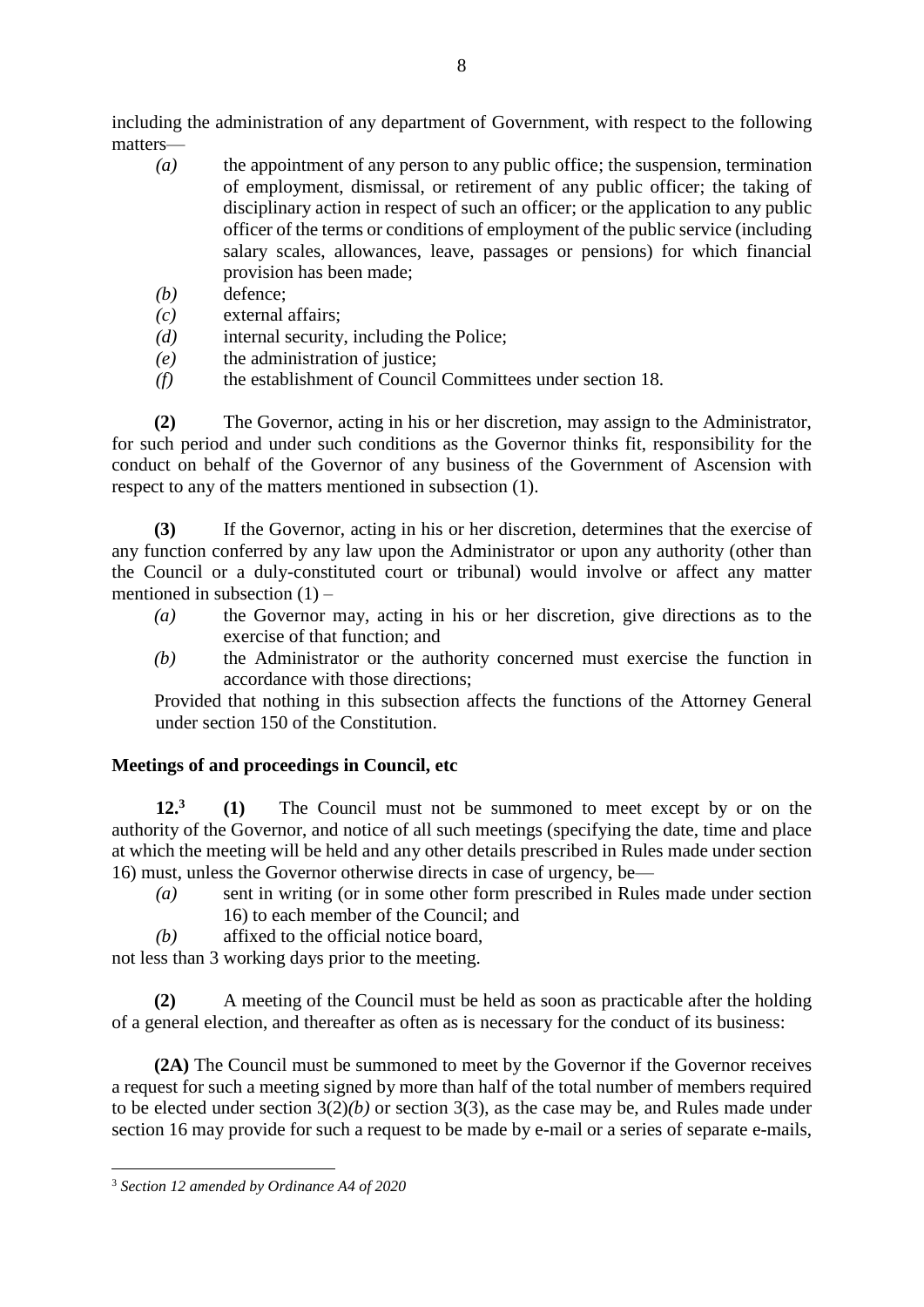including the administration of any department of Government, with respect to the following matters—

- *(a)* the appointment of any person to any public office; the suspension, termination of employment, dismissal, or retirement of any public officer; the taking of disciplinary action in respect of such an officer; or the application to any public officer of the terms or conditions of employment of the public service (including salary scales, allowances, leave, passages or pensions) for which financial provision has been made;
- *(b)* defence;
- *(c)* external affairs;
- *(d)* internal security, including the Police;
- *(e)* the administration of justice;
- *(f)* the establishment of Council Committees under section 18.

**(2)** The Governor, acting in his or her discretion, may assign to the Administrator, for such period and under such conditions as the Governor thinks fit, responsibility for the conduct on behalf of the Governor of any business of the Government of Ascension with respect to any of the matters mentioned in subsection (1).

**(3)** If the Governor, acting in his or her discretion, determines that the exercise of any function conferred by any law upon the Administrator or upon any authority (other than the Council or a duly-constituted court or tribunal) would involve or affect any matter mentioned in subsection (1) –

- *(a)* the Governor may, acting in his or her discretion, give directions as to the exercise of that function; and
- *(b)* the Administrator or the authority concerned must exercise the function in accordance with those directions;

Provided that nothing in this subsection affects the functions of the Attorney General under section 150 of the Constitution.

### Meetings of and proceedings in Council, etc

**12.**[3] **(1)** The Council must not be summoned to meet except by or on the authority of the Governor, and notice of all such meetings (specifying the date, time and place at which the meeting will be held and any other details prescribed in Rules made under section 16) must, unless the Governor otherwise directs in case of urgency, be—

- *(a)* sent in writing (or in some other form prescribed in Rules made under section 16) to each member of the Council; and
- *(b)* affixed to the official notice board,

not less than 3 working days prior to the meeting.

**(2)** A meeting of the Council must be held as soon as practicable after the holding of a general election, and thereafter as often as is necessary for the conduct of its business:

**(2A)** The Council must be summoned to meet by the Governor if the Governor receives a request for such a meeting signed by more than half of the total number of members required to be elected under section 3(2)*(b)* or section 3(3), as the case may be, and Rules made under section 16 may provide for such a request to be made by e-mail or a series of separate e-mails,

---

[3] *Section 12 amended by Ordinance A4 of 2020*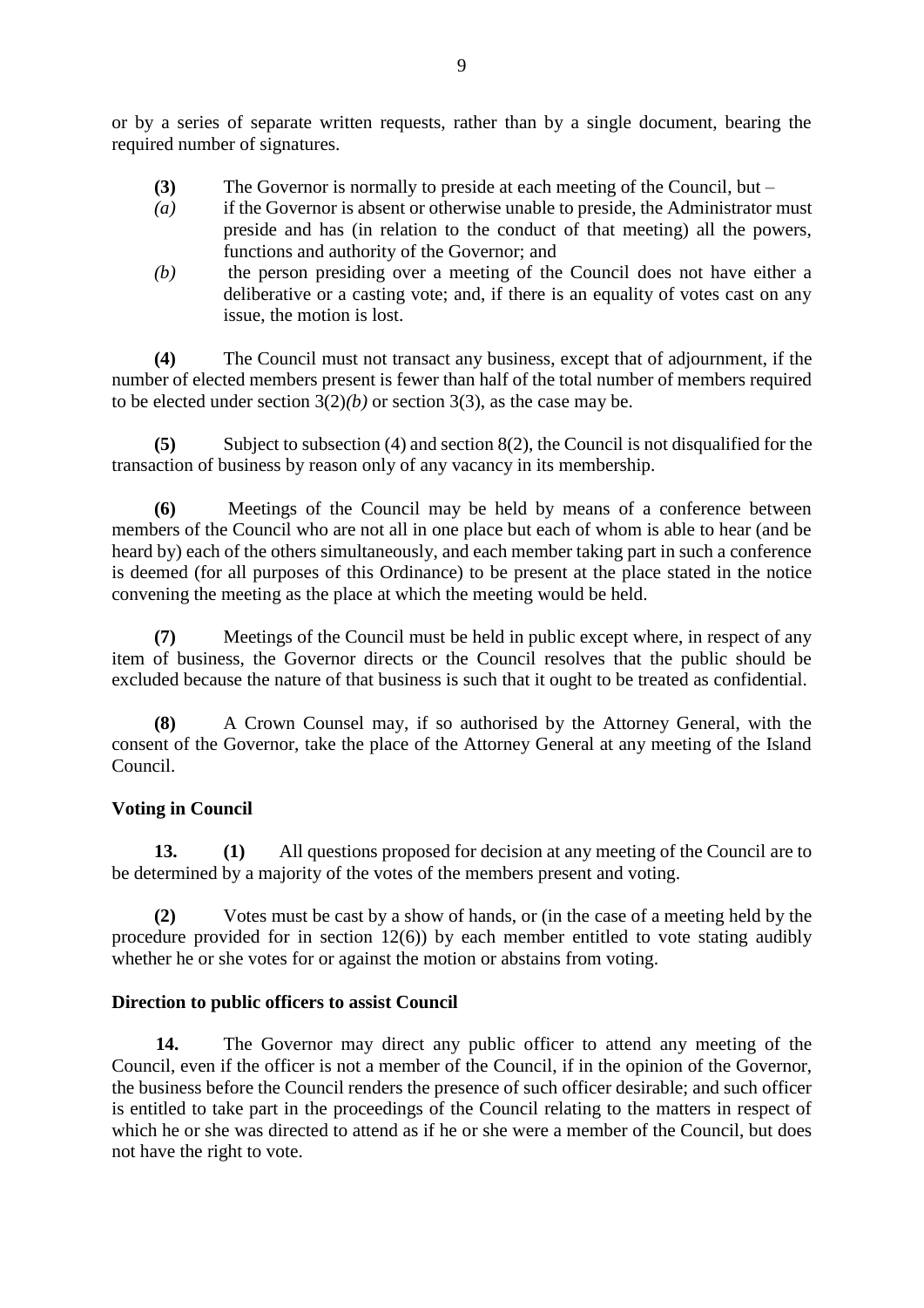or by a series of separate written requests, rather than by a single document, bearing the required number of signatures.

**(3)** The Governor is normally to preside at each meeting of the Council, but –

*(a)* if the Governor is absent or otherwise unable to preside, the Administrator must preside and has (in relation to the conduct of that meeting) all the powers, functions and authority of the Governor; and

*(b)* the person presiding over a meeting of the Council does not have either a deliberative or a casting vote; and, if there is an equality of votes cast on any issue, the motion is lost.

**(4)** The Council must not transact any business, except that of adjournment, if the number of elected members present is fewer than half of the total number of members required to be elected under section 3(2)*(b)* or section 3(3), as the case may be.

**(5)** Subject to subsection (4) and section 8(2), the Council is not disqualified for the transaction of business by reason only of any vacancy in its membership.

**(6)** Meetings of the Council may be held by means of a conference between members of the Council who are not all in one place but each of whom is able to hear (and be heard by) each of the others simultaneously, and each member taking part in such a conference is deemed (for all purposes of this Ordinance) to be present at the place stated in the notice convening the meeting as the place at which the meeting would be held.

**(7)** Meetings of the Council must be held in public except where, in respect of any item of business, the Governor directs or the Council resolves that the public should be excluded because the nature of that business is such that it ought to be treated as confidential.

**(8)** A Crown Counsel may, if so authorised by the Attorney General, with the consent of the Governor, take the place of the Attorney General at any meeting of the Island Council.

**Voting in Council**

**13.** **(1)** All questions proposed for decision at any meeting of the Council are to be determined by a majority of the votes of the members present and voting.

**(2)** Votes must be cast by a show of hands, or (in the case of a meeting held by the procedure provided for in section 12(6)) by each member entitled to vote stating audibly whether he or she votes for or against the motion or abstains from voting.

**Direction to public officers to assist Council**

**14.** The Governor may direct any public officer to attend any meeting of the Council, even if the officer is not a member of the Council, if in the opinion of the Governor, the business before the Council renders the presence of such officer desirable; and such officer is entitled to take part in the proceedings of the Council relating to the matters in respect of which he or she was directed to attend as if he or she were a member of the Council, but does not have the right to vote.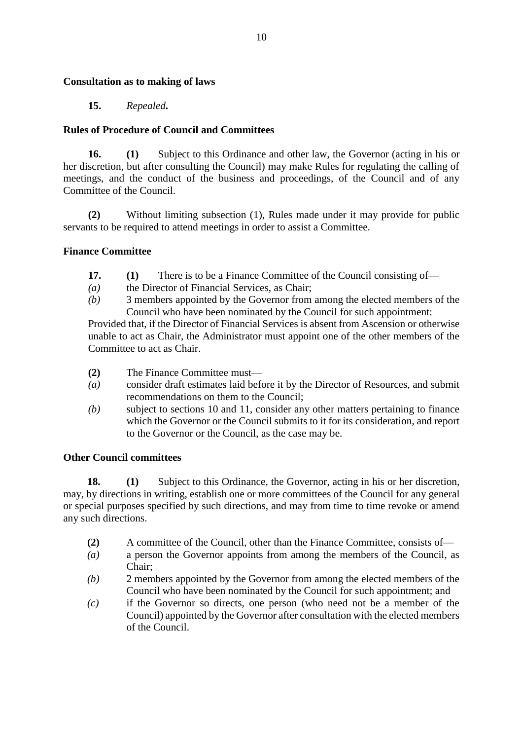**Consultation as to making of laws**

**15.** *Repealed***.**

**Rules of Procedure of Council and Committees**

**16. (1)** Subject to this Ordinance and other law, the Governor (acting in his or her discretion, but after consulting the Council) may make Rules for regulating the calling of meetings, and the conduct of the business and proceedings, of the Council and of any Committee of the Council.

**(2)** Without limiting subsection (1), Rules made under it may provide for public servants to be required to attend meetings in order to assist a Committee.

**Finance Committee**

**17. (1)** There is to be a Finance Committee of the Council consisting of—

*(a)* the Director of Financial Services, as Chair;

*(b)* 3 members appointed by the Governor from among the elected members of the Council who have been nominated by the Council for such appointment:

Provided that, if the Director of Financial Services is absent from Ascension or otherwise unable to act as Chair, the Administrator must appoint one of the other members of the Committee to act as Chair.

**(2)** The Finance Committee must—

*(a)* consider draft estimates laid before it by the Director of Resources, and submit recommendations on them to the Council;

*(b)* subject to sections 10 and 11, consider any other matters pertaining to finance which the Governor or the Council submits to it for its consideration, and report to the Governor or the Council, as the case may be.

**Other Council committees**

**18. (1)** Subject to this Ordinance, the Governor, acting in his or her discretion, may, by directions in writing, establish one or more committees of the Council for any general or special purposes specified by such directions, and may from time to time revoke or amend any such directions.

**(2)** A committee of the Council, other than the Finance Committee, consists of—

*(a)* a person the Governor appoints from among the members of the Council, as Chair;

*(b)* 2 members appointed by the Governor from among the elected members of the Council who have been nominated by the Council for such appointment; and

*(c)* if the Governor so directs, one person (who need not be a member of the Council) appointed by the Governor after consultation with the elected members of the Council.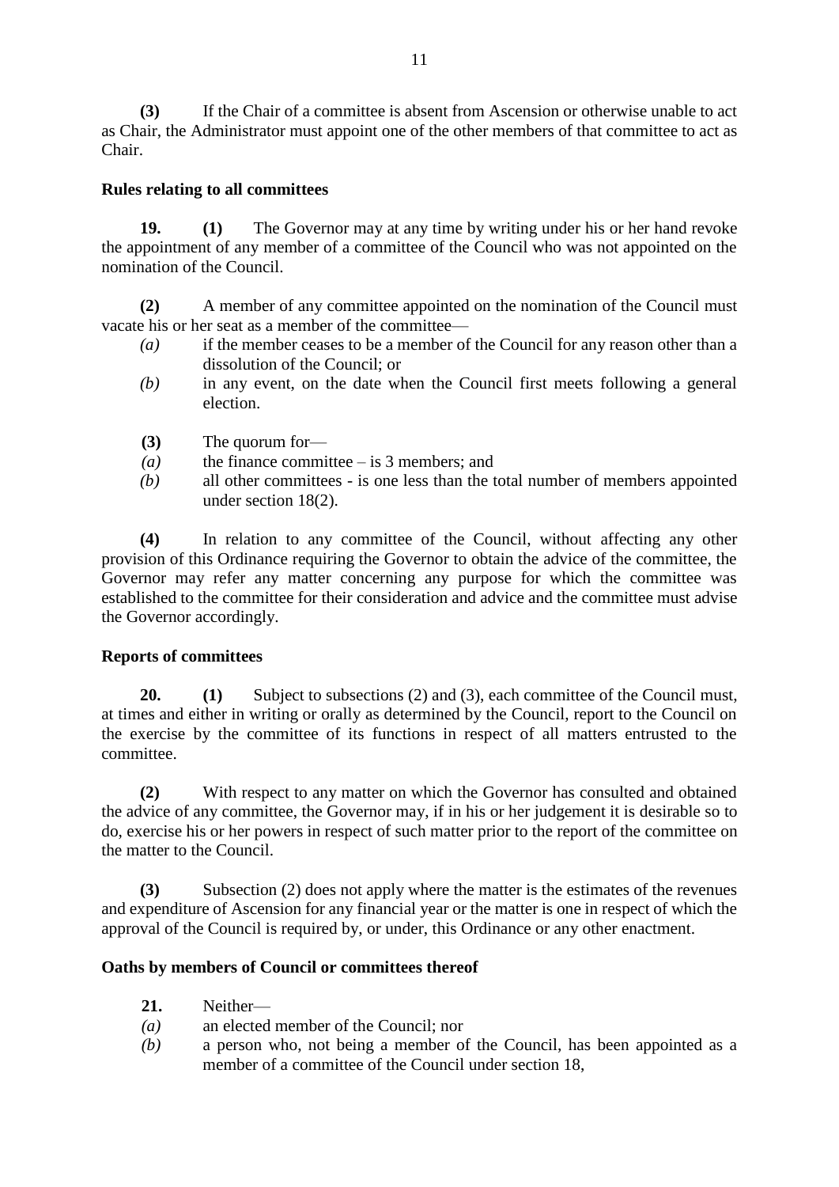**(3)** If the Chair of a committee is absent from Ascension or otherwise unable to act as Chair, the Administrator must appoint one of the other members of that committee to act as Chair.

**Rules relating to all committees**

**19. (1)** The Governor may at any time by writing under his or her hand revoke the appointment of any member of a committee of the Council who was not appointed on the nomination of the Council.

**(2)** A member of any committee appointed on the nomination of the Council must vacate his or her seat as a member of the committee—

*(a)* if the member ceases to be a member of the Council for any reason other than a dissolution of the Council; or

*(b)* in any event, on the date when the Council first meets following a general election.

**(3)** The quorum for—

*(a)* the finance committee – is 3 members; and

*(b)* all other committees - is one less than the total number of members appointed under section 18(2).

**(4)** In relation to any committee of the Council, without affecting any other provision of this Ordinance requiring the Governor to obtain the advice of the committee, the Governor may refer any matter concerning any purpose for which the committee was established to the committee for their consideration and advice and the committee must advise the Governor accordingly.

**Reports of committees**

**20. (1)** Subject to subsections (2) and (3), each committee of the Council must, at times and either in writing or orally as determined by the Council, report to the Council on the exercise by the committee of its functions in respect of all matters entrusted to the committee.

**(2)** With respect to any matter on which the Governor has consulted and obtained the advice of any committee, the Governor may, if in his or her judgement it is desirable so to do, exercise his or her powers in respect of such matter prior to the report of the committee on the matter to the Council.

**(3)** Subsection (2) does not apply where the matter is the estimates of the revenues and expenditure of Ascension for any financial year or the matter is one in respect of which the approval of the Council is required by, or under, this Ordinance or any other enactment.

**Oaths by members of Council or committees thereof**

**21.** Neither—

*(a)* an elected member of the Council; nor

*(b)* a person who, not being a member of the Council, has been appointed as a member of a committee of the Council under section 18,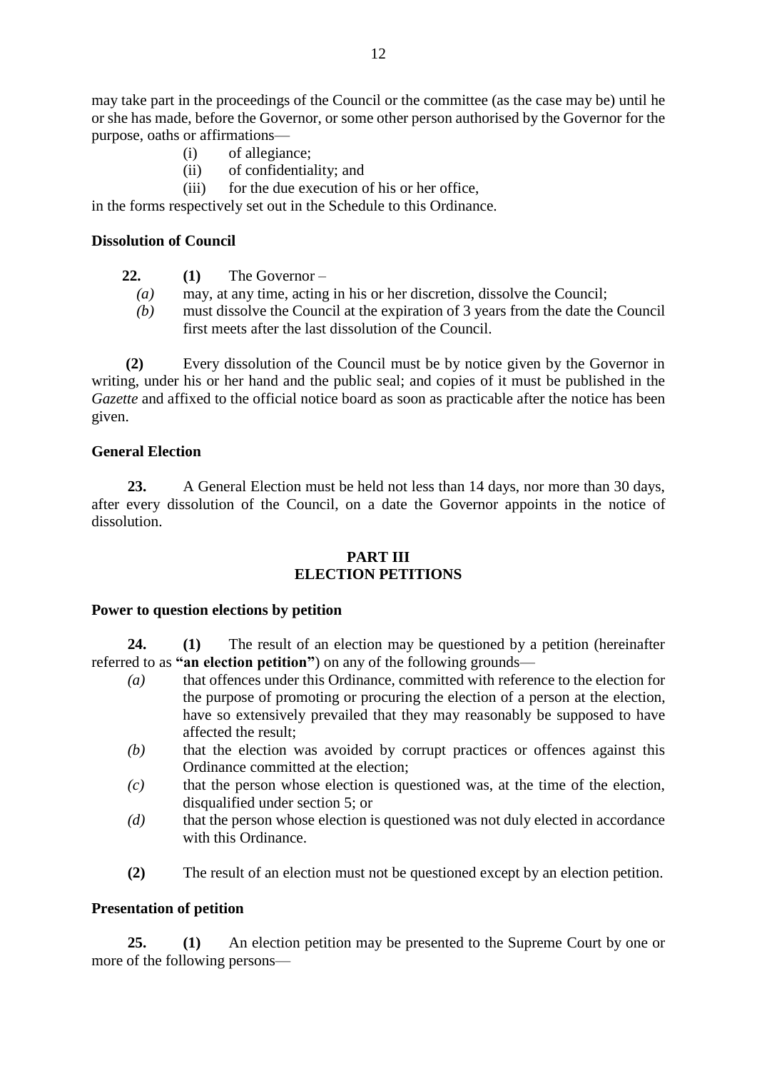may take part in the proceedings of the Council or the committee (as the case may be) until he or she has made, before the Governor, or some other person authorised by the Governor for the purpose, oaths or affirmations—

(i) of allegiance;

(ii) of confidentiality; and

(iii) for the due execution of his or her office,

in the forms respectively set out in the Schedule to this Ordinance.

**Dissolution of Council**

**22.** **(1)** The Governor –

*(a)* may, at any time, acting in his or her discretion, dissolve the Council;

*(b)* must dissolve the Council at the expiration of 3 years from the date the Council first meets after the last dissolution of the Council.

**(2)** Every dissolution of the Council must be by notice given by the Governor in writing, under his or her hand and the public seal; and copies of it must be published in the *Gazette* and affixed to the official notice board as soon as practicable after the notice has been given.

**General Election**

**23.** A General Election must be held not less than 14 days, nor more than 30 days, after every dissolution of the Council, on a date the Governor appoints in the notice of dissolution.

## PART III
## ELECTION PETITIONS

**Power to question elections by petition**

**24.** **(1)** The result of an election may be questioned by a petition (hereinafter referred to as **"an election petition"**) on any of the following grounds—

*(a)* that offences under this Ordinance, committed with reference to the election for the purpose of promoting or procuring the election of a person at the election, have so extensively prevailed that they may reasonably be supposed to have affected the result;

*(b)* that the election was avoided by corrupt practices or offences against this Ordinance committed at the election;

*(c)* that the person whose election is questioned was, at the time of the election, disqualified under section 5; or

*(d)* that the person whose election is questioned was not duly elected in accordance with this Ordinance.

**(2)** The result of an election must not be questioned except by an election petition.

**Presentation of petition**

**25.** **(1)** An election petition may be presented to the Supreme Court by one or more of the following persons—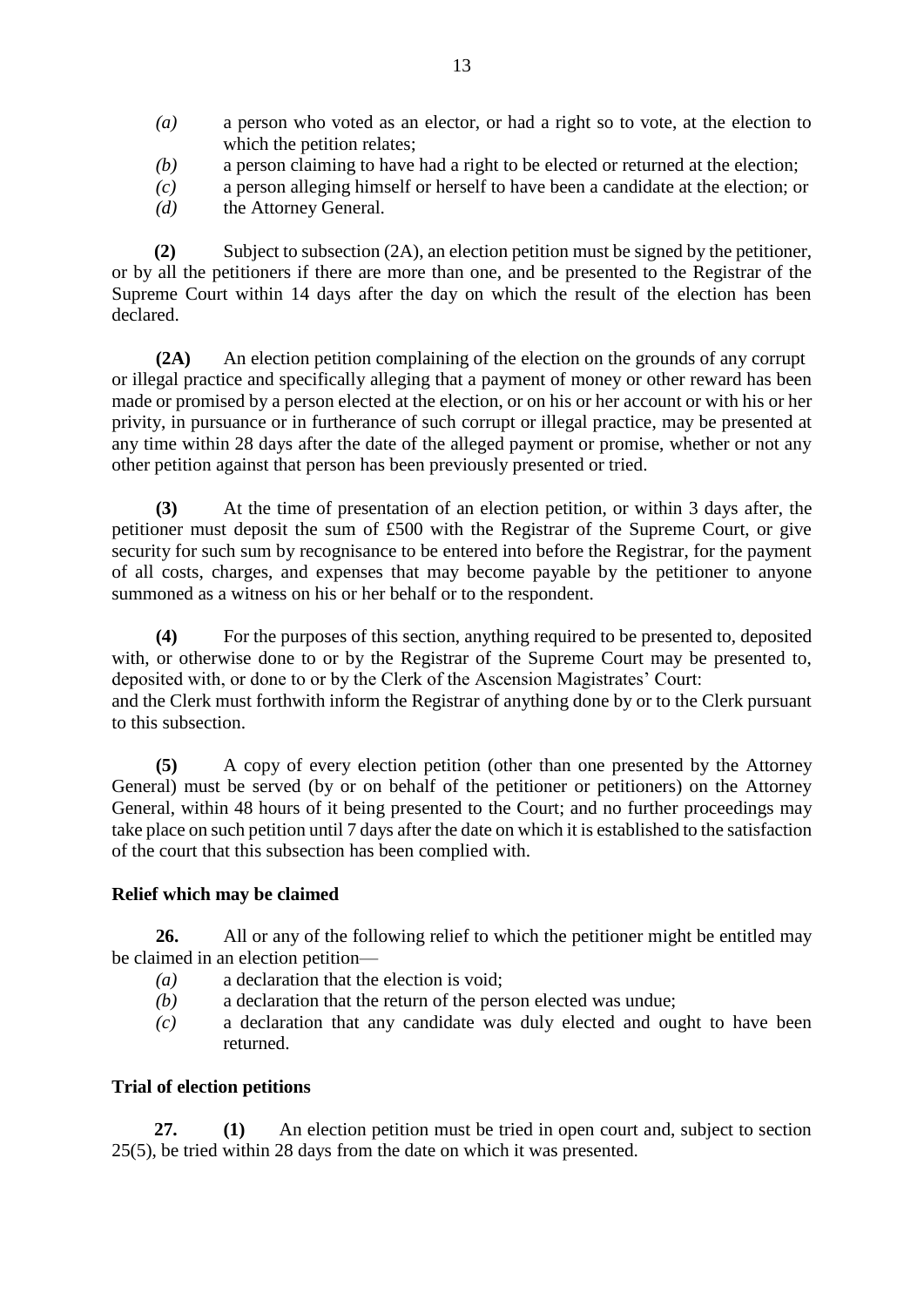- *(a)* a person who voted as an elector, or had a right so to vote, at the election to which the petition relates;
- *(b)* a person claiming to have had a right to be elected or returned at the election;
- *(c)* a person alleging himself or herself to have been a candidate at the election; or
- *(d)* the Attorney General.

**(2)** Subject to subsection (2A), an election petition must be signed by the petitioner, or by all the petitioners if there are more than one, and be presented to the Registrar of the Supreme Court within 14 days after the day on which the result of the election has been declared.

**(2A)** An election petition complaining of the election on the grounds of any corrupt or illegal practice and specifically alleging that a payment of money or other reward has been made or promised by a person elected at the election, or on his or her account or with his or her privity, in pursuance or in furtherance of such corrupt or illegal practice, may be presented at any time within 28 days after the date of the alleged payment or promise, whether or not any other petition against that person has been previously presented or tried.

**(3)** At the time of presentation of an election petition, or within 3 days after, the petitioner must deposit the sum of £500 with the Registrar of the Supreme Court, or give security for such sum by recognisance to be entered into before the Registrar, for the payment of all costs, charges, and expenses that may become payable by the petitioner to anyone summoned as a witness on his or her behalf or to the respondent.

**(4)** For the purposes of this section, anything required to be presented to, deposited with, or otherwise done to or by the Registrar of the Supreme Court may be presented to, deposited with, or done to or by the Clerk of the Ascension Magistrates' Court:
and the Clerk must forthwith inform the Registrar of anything done by or to the Clerk pursuant to this subsection.

**(5)** A copy of every election petition (other than one presented by the Attorney General) must be served (by or on behalf of the petitioner or petitioners) on the Attorney General, within 48 hours of it being presented to the Court; and no further proceedings may take place on such petition until 7 days after the date on which it is established to the satisfaction of the court that this subsection has been complied with.

**Relief which may be claimed**

**26.** All or any of the following relief to which the petitioner might be entitled may be claimed in an election petition—

- *(a)* a declaration that the election is void;
- *(b)* a declaration that the return of the person elected was undue;
- *(c)* a declaration that any candidate was duly elected and ought to have been returned.

**Trial of election petitions**

**27.** **(1)** An election petition must be tried in open court and, subject to section 25(5), be tried within 28 days from the date on which it was presented.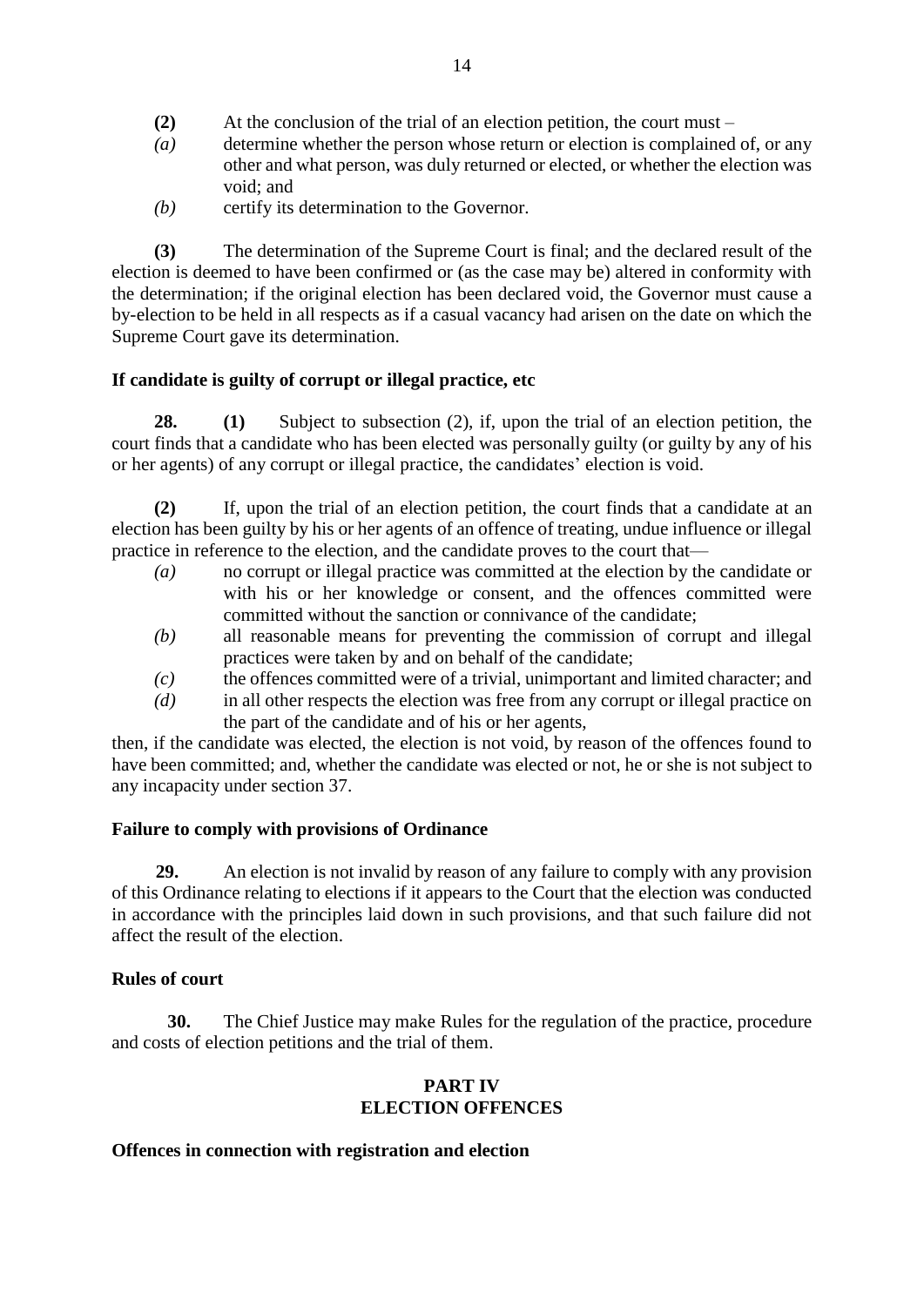**(2)** At the conclusion of the trial of an election petition, the court must –

*(a)* determine whether the person whose return or election is complained of, or any other and what person, was duly returned or elected, or whether the election was void; and

*(b)* certify its determination to the Governor.

**(3)** The determination of the Supreme Court is final; and the declared result of the election is deemed to have been confirmed or (as the case may be) altered in conformity with the determination; if the original election has been declared void, the Governor must cause a by-election to be held in all respects as if a casual vacancy had arisen on the date on which the Supreme Court gave its determination.

**If candidate is guilty of corrupt or illegal practice, etc**

**28.** **(1)** Subject to subsection (2), if, upon the trial of an election petition, the court finds that a candidate who has been elected was personally guilty (or guilty by any of his or her agents) of any corrupt or illegal practice, the candidates' election is void.

**(2)** If, upon the trial of an election petition, the court finds that a candidate at an election has been guilty by his or her agents of an offence of treating, undue influence or illegal practice in reference to the election, and the candidate proves to the court that—

*(a)* no corrupt or illegal practice was committed at the election by the candidate or with his or her knowledge or consent, and the offences committed were committed without the sanction or connivance of the candidate;

*(b)* all reasonable means for preventing the commission of corrupt and illegal practices were taken by and on behalf of the candidate;

*(c)* the offences committed were of a trivial, unimportant and limited character; and

*(d)* in all other respects the election was free from any corrupt or illegal practice on the part of the candidate and of his or her agents,

then, if the candidate was elected, the election is not void, by reason of the offences found to have been committed; and, whether the candidate was elected or not, he or she is not subject to any incapacity under section 37.

**Failure to comply with provisions of Ordinance**

**29.** An election is not invalid by reason of any failure to comply with any provision of this Ordinance relating to elections if it appears to the Court that the election was conducted in accordance with the principles laid down in such provisions, and that such failure did not affect the result of the election.

**Rules of court**

**30.** The Chief Justice may make Rules for the regulation of the practice, procedure and costs of election petitions and the trial of them.

## PART IV
## ELECTION OFFENCES

**Offences in connection with registration and election**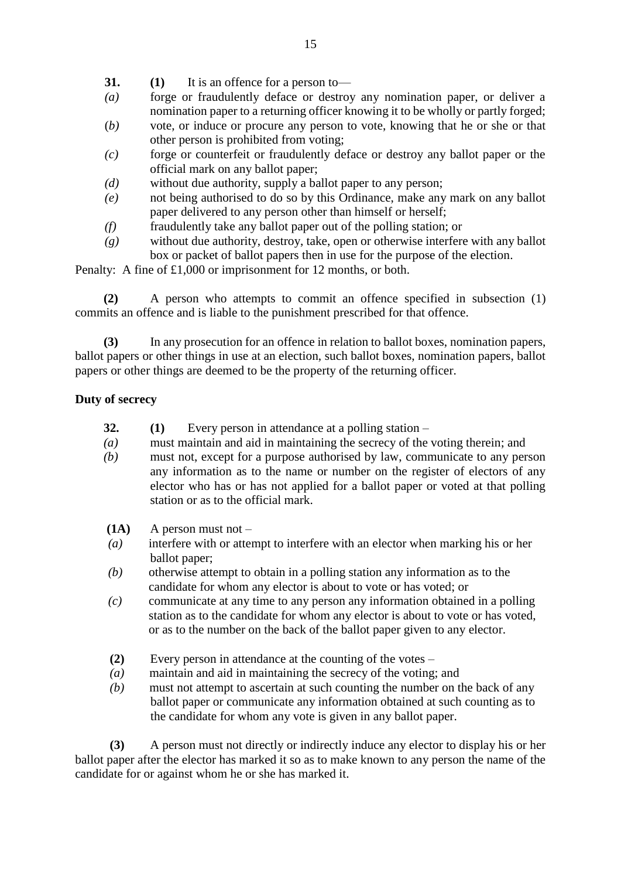**31.** **(1)** It is an offence for a person to—

*(a)* forge or fraudulently deface or destroy any nomination paper, or deliver a nomination paper to a returning officer knowing it to be wholly or partly forged;

(*b)* vote, or induce or procure any person to vote, knowing that he or she or that other person is prohibited from voting;

*(c)* forge or counterfeit or fraudulently deface or destroy any ballot paper or the official mark on any ballot paper;

*(d)* without due authority, supply a ballot paper to any person;

*(e)* not being authorised to do so by this Ordinance, make any mark on any ballot paper delivered to any person other than himself or herself;

*(f)* fraudulently take any ballot paper out of the polling station; or

*(g)* without due authority, destroy, take, open or otherwise interfere with any ballot box or packet of ballot papers then in use for the purpose of the election.

Penalty: A fine of £1,000 or imprisonment for 12 months, or both.

**(2)** A person who attempts to commit an offence specified in subsection (1) commits an offence and is liable to the punishment prescribed for that offence.

**(3)** In any prosecution for an offence in relation to ballot boxes, nomination papers, ballot papers or other things in use at an election, such ballot boxes, nomination papers, ballot papers or other things are deemed to be the property of the returning officer.

**Duty of secrecy**

**32.** **(1)** Every person in attendance at a polling station –

*(a)* must maintain and aid in maintaining the secrecy of the voting therein; and

*(b)* must not, except for a purpose authorised by law, communicate to any person any information as to the name or number on the register of electors of any elector who has or has not applied for a ballot paper or voted at that polling station or as to the official mark.

**(1A)** A person must not –

*(a)* interfere with or attempt to interfere with an elector when marking his or her ballot paper;

*(b)* otherwise attempt to obtain in a polling station any information as to the candidate for whom any elector is about to vote or has voted; or

*(c)* communicate at any time to any person any information obtained in a polling station as to the candidate for whom any elector is about to vote or has voted, or as to the number on the back of the ballot paper given to any elector.

**(2)** Every person in attendance at the counting of the votes –

*(a)* maintain and aid in maintaining the secrecy of the voting; and

*(b)* must not attempt to ascertain at such counting the number on the back of any ballot paper or communicate any information obtained at such counting as to the candidate for whom any vote is given in any ballot paper.

**(3)** A person must not directly or indirectly induce any elector to display his or her ballot paper after the elector has marked it so as to make known to any person the name of the candidate for or against whom he or she has marked it.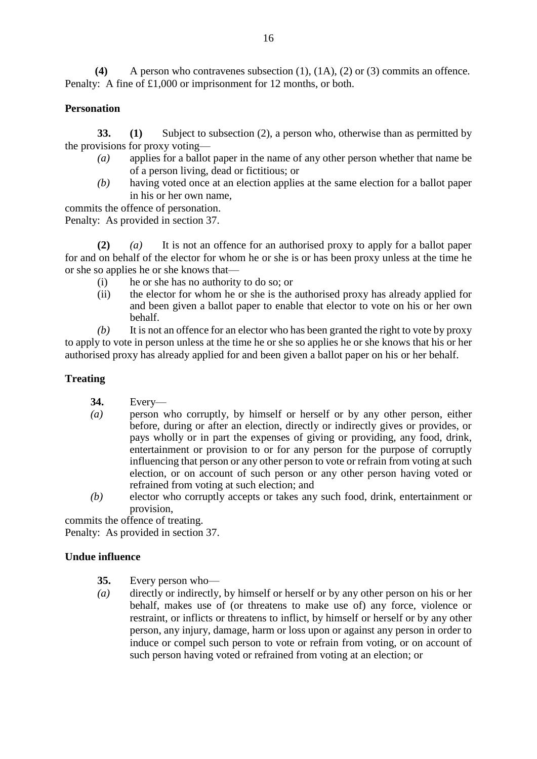**(4)** A person who contravenes subsection (1), (1A), (2) or (3) commits an offence.
Penalty: A fine of £1,000 or imprisonment for 12 months, or both.

**Personation**

**33. (1)** Subject to subsection (2), a person who, otherwise than as permitted by the provisions for proxy voting—

*(a)* applies for a ballot paper in the name of any other person whether that name be of a person living, dead or fictitious; or

*(b)* having voted once at an election applies at the same election for a ballot paper in his or her own name,

commits the offence of personation.
Penalty: As provided in section 37.

**(2)** *(a)* It is not an offence for an authorised proxy to apply for a ballot paper for and on behalf of the elector for whom he or she is or has been proxy unless at the time he or she so applies he or she knows that—

(i) he or she has no authority to do so; or

(ii) the elector for whom he or she is the authorised proxy has already applied for and been given a ballot paper to enable that elector to vote on his or her own behalf.

*(b)* It is not an offence for an elector who has been granted the right to vote by proxy to apply to vote in person unless at the time he or she so applies he or she knows that his or her authorised proxy has already applied for and been given a ballot paper on his or her behalf.

**Treating**

**34.** Every—

*(a)* person who corruptly, by himself or herself or by any other person, either before, during or after an election, directly or indirectly gives or provides, or pays wholly or in part the expenses of giving or providing, any food, drink, entertainment or provision to or for any person for the purpose of corruptly influencing that person or any other person to vote or refrain from voting at such election, or on account of such person or any other person having voted or refrained from voting at such election; and

*(b)* elector who corruptly accepts or takes any such food, drink, entertainment or provision,

commits the offence of treating.
Penalty: As provided in section 37.

**Undue influence**

**35.** Every person who—

*(a)* directly or indirectly, by himself or herself or by any other person on his or her behalf, makes use of (or threatens to make use of) any force, violence or restraint, or inflicts or threatens to inflict, by himself or herself or by any other person, any injury, damage, harm or loss upon or against any person in order to induce or compel such person to vote or refrain from voting, or on account of such person having voted or refrained from voting at an election; or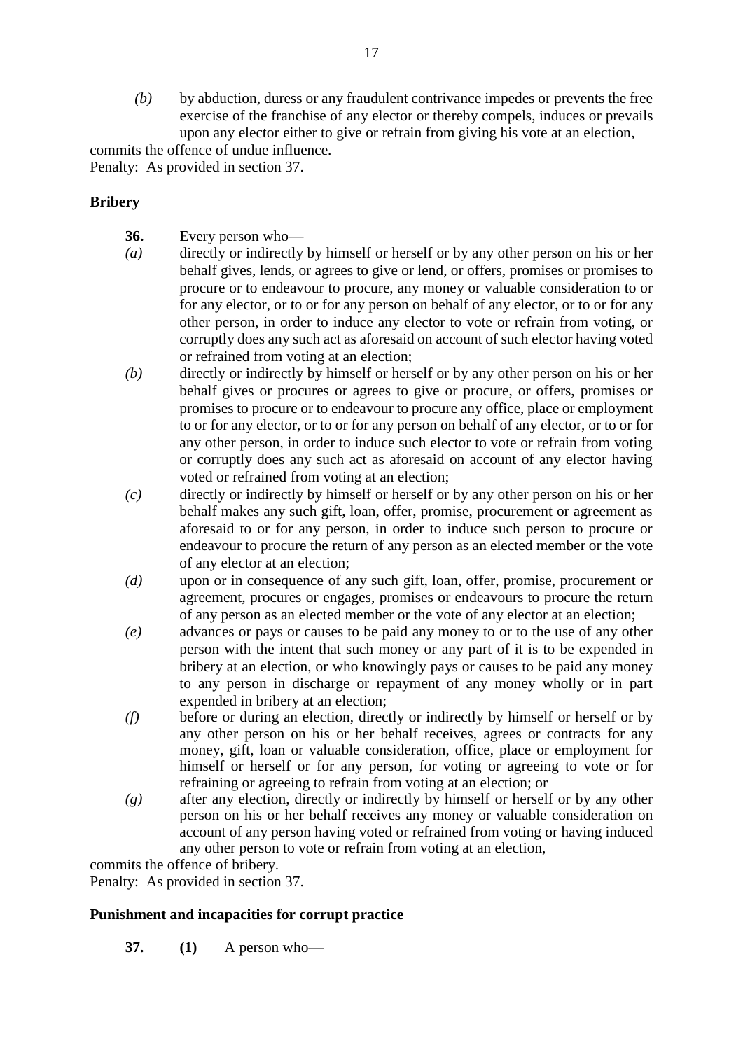*(b)* by abduction, duress or any fraudulent contrivance impedes or prevents the free exercise of the franchise of any elector or thereby compels, induces or prevails upon any elector either to give or refrain from giving his vote at an election,

commits the offence of undue influence.
Penalty: As provided in section 37.

**Bribery**

**36.** Every person who—

*(a)* directly or indirectly by himself or herself or by any other person on his or her behalf gives, lends, or agrees to give or lend, or offers, promises or promises to procure or to endeavour to procure, any money or valuable consideration to or for any elector, or to or for any person on behalf of any elector, or to or for any other person, in order to induce any elector to vote or refrain from voting, or corruptly does any such act as aforesaid on account of such elector having voted or refrained from voting at an election;

*(b)* directly or indirectly by himself or herself or by any other person on his or her behalf gives or procures or agrees to give or procure, or offers, promises or promises to procure or to endeavour to procure any office, place or employment to or for any elector, or to or for any person on behalf of any elector, or to or for any other person, in order to induce such elector to vote or refrain from voting or corruptly does any such act as aforesaid on account of any elector having voted or refrained from voting at an election;

*(c)* directly or indirectly by himself or herself or by any other person on his or her behalf makes any such gift, loan, offer, promise, procurement or agreement as aforesaid to or for any person, in order to induce such person to procure or endeavour to procure the return of any person as an elected member or the vote of any elector at an election;

*(d)* upon or in consequence of any such gift, loan, offer, promise, procurement or agreement, procures or engages, promises or endeavours to procure the return of any person as an elected member or the vote of any elector at an election;

*(e)* advances or pays or causes to be paid any money to or to the use of any other person with the intent that such money or any part of it is to be expended in bribery at an election, or who knowingly pays or causes to be paid any money to any person in discharge or repayment of any money wholly or in part expended in bribery at an election;

*(f)* before or during an election, directly or indirectly by himself or herself or by any other person on his or her behalf receives, agrees or contracts for any money, gift, loan or valuable consideration, office, place or employment for himself or herself or for any person, for voting or agreeing to vote or for refraining or agreeing to refrain from voting at an election; or

*(g)* after any election, directly or indirectly by himself or herself or by any other person on his or her behalf receives any money or valuable consideration on account of any person having voted or refrained from voting or having induced any other person to vote or refrain from voting at an election,

commits the offence of bribery.
Penalty: As provided in section 37.

**Punishment and incapacities for corrupt practice**

**37.** **(1)** A person who—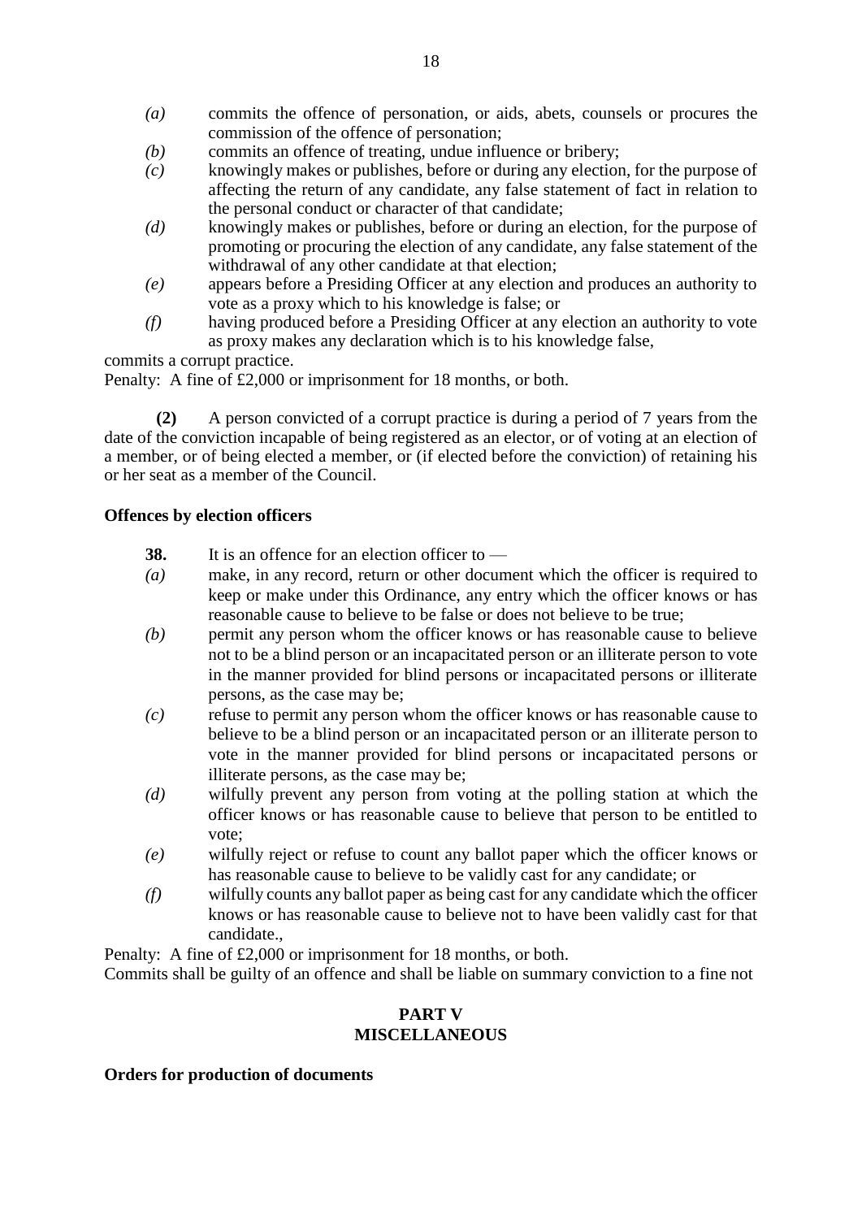*(a)* commits the offence of personation, or aids, abets, counsels or procures the commission of the offence of personation;

*(b)* commits an offence of treating, undue influence or bribery;

*(c)* knowingly makes or publishes, before or during any election, for the purpose of affecting the return of any candidate, any false statement of fact in relation to the personal conduct or character of that candidate;

*(d)* knowingly makes or publishes, before or during an election, for the purpose of promoting or procuring the election of any candidate, any false statement of the withdrawal of any other candidate at that election;

*(e)* appears before a Presiding Officer at any election and produces an authority to vote as a proxy which to his knowledge is false; or

*(f)* having produced before a Presiding Officer at any election an authority to vote as proxy makes any declaration which is to his knowledge false,

commits a corrupt practice.

Penalty: A fine of £2,000 or imprisonment for 18 months, or both.

**(2)** A person convicted of a corrupt practice is during a period of 7 years from the date of the conviction incapable of being registered as an elector, or of voting at an election of a member, or of being elected a member, or (if elected before the conviction) of retaining his or her seat as a member of the Council.

**Offences by election officers**

**38.** It is an offence for an election officer to —

*(a)* make, in any record, return or other document which the officer is required to keep or make under this Ordinance, any entry which the officer knows or has reasonable cause to believe to be false or does not believe to be true;

*(b)* permit any person whom the officer knows or has reasonable cause to believe not to be a blind person or an incapacitated person or an illiterate person to vote in the manner provided for blind persons or incapacitated persons or illiterate persons, as the case may be;

*(c)* refuse to permit any person whom the officer knows or has reasonable cause to believe to be a blind person or an incapacitated person or an illiterate person to vote in the manner provided for blind persons or incapacitated persons or illiterate persons, as the case may be;

*(d)* wilfully prevent any person from voting at the polling station at which the officer knows or has reasonable cause to believe that person to be entitled to vote;

*(e)* wilfully reject or refuse to count any ballot paper which the officer knows or has reasonable cause to believe to be validly cast for any candidate; or

*(f)* wilfully counts any ballot paper as being cast for any candidate which the officer knows or has reasonable cause to believe not to have been validly cast for that candidate.,

Penalty: A fine of £2,000 or imprisonment for 18 months, or both.

Commits shall be guilty of an offence and shall be liable on summary conviction to a fine not

## PART V
## MISCELLANEOUS

**Orders for production of documents**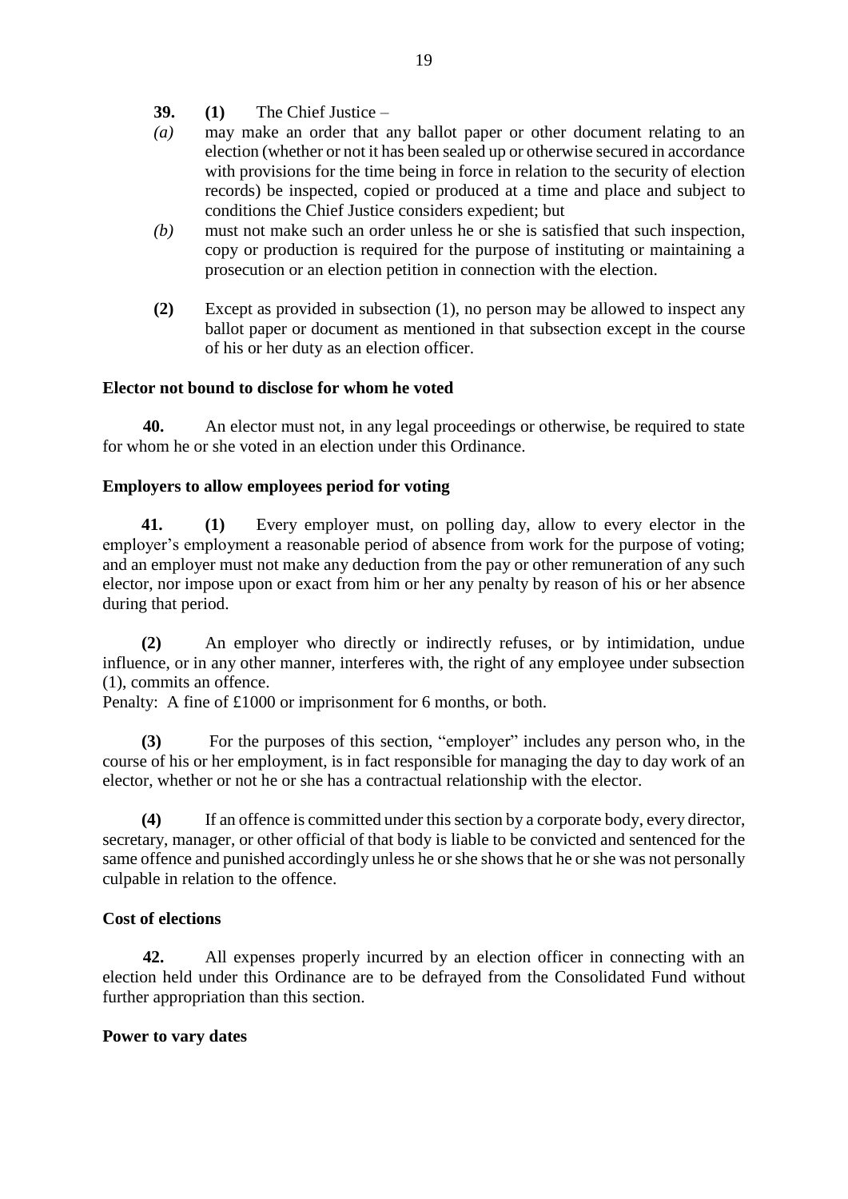**39.** **(1)** The Chief Justice –

*(a)* may make an order that any ballot paper or other document relating to an election (whether or not it has been sealed up or otherwise secured in accordance with provisions for the time being in force in relation to the security of election records) be inspected, copied or produced at a time and place and subject to conditions the Chief Justice considers expedient; but

*(b)* must not make such an order unless he or she is satisfied that such inspection, copy or production is required for the purpose of instituting or maintaining a prosecution or an election petition in connection with the election.

**(2)** Except as provided in subsection (1), no person may be allowed to inspect any ballot paper or document as mentioned in that subsection except in the course of his or her duty as an election officer.

**Elector not bound to disclose for whom he voted**

**40.** An elector must not, in any legal proceedings or otherwise, be required to state for whom he or she voted in an election under this Ordinance.

**Employers to allow employees period for voting**

**41.** **(1)** Every employer must, on polling day, allow to every elector in the employer's employment a reasonable period of absence from work for the purpose of voting; and an employer must not make any deduction from the pay or other remuneration of any such elector, nor impose upon or exact from him or her any penalty by reason of his or her absence during that period.

**(2)** An employer who directly or indirectly refuses, or by intimidation, undue influence, or in any other manner, interferes with, the right of any employee under subsection (1), commits an offence.

Penalty: A fine of £1000 or imprisonment for 6 months, or both.

**(3)** For the purposes of this section, "employer" includes any person who, in the course of his or her employment, is in fact responsible for managing the day to day work of an elector, whether or not he or she has a contractual relationship with the elector.

**(4)** If an offence is committed under this section by a corporate body, every director, secretary, manager, or other official of that body is liable to be convicted and sentenced for the same offence and punished accordingly unless he or she shows that he or she was not personally culpable in relation to the offence.

**Cost of elections**

**42.** All expenses properly incurred by an election officer in connecting with an election held under this Ordinance are to be defrayed from the Consolidated Fund without further appropriation than this section.

**Power to vary dates**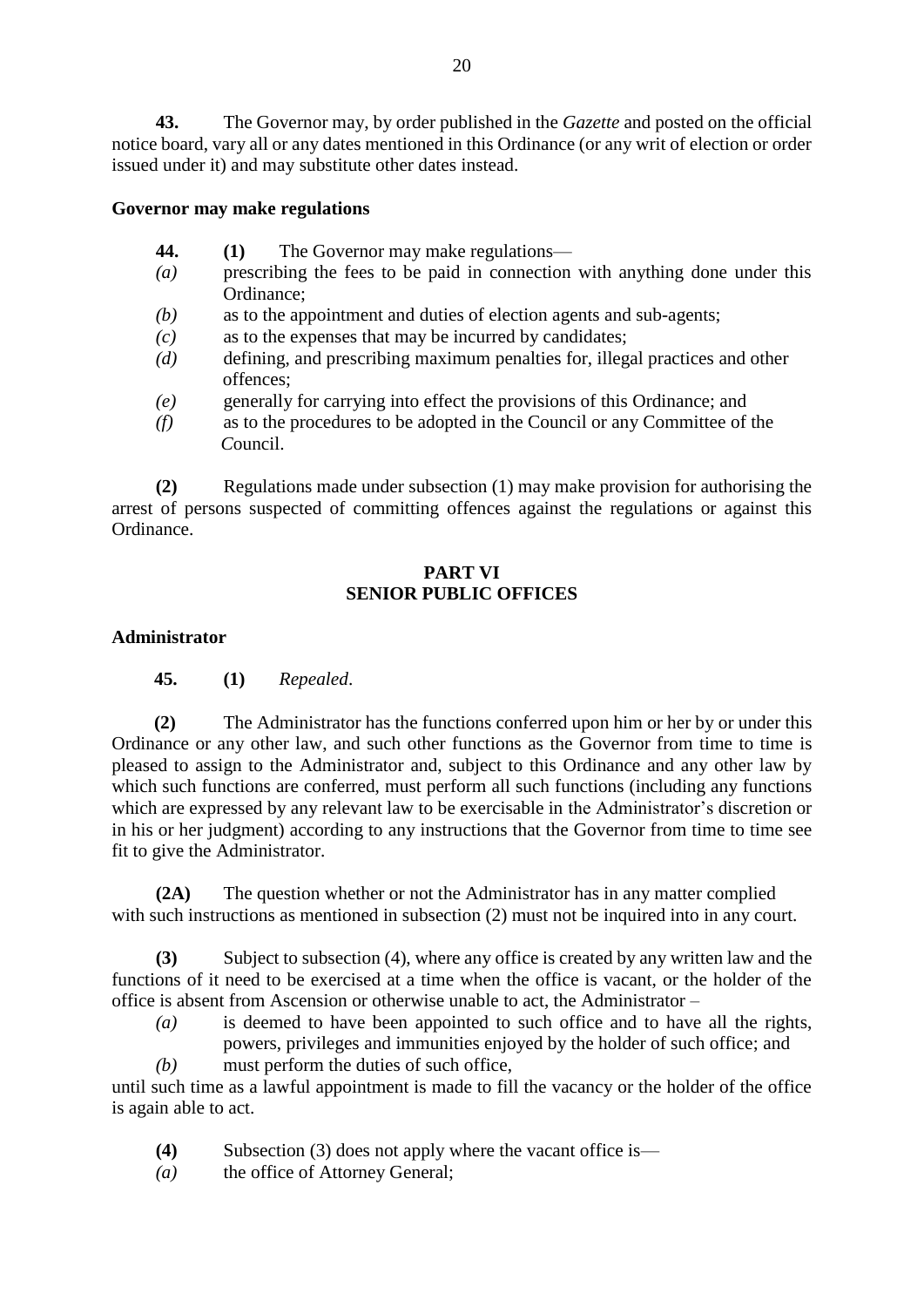**43.** The Governor may, by order published in the *Gazette* and posted on the official notice board, vary all or any dates mentioned in this Ordinance (or any writ of election or order issued under it) and may substitute other dates instead.

**Governor may make regulations**

**44.** **(1)** The Governor may make regulations—

*(a)* prescribing the fees to be paid in connection with anything done under this Ordinance;

*(b)* as to the appointment and duties of election agents and sub-agents;

*(c)* as to the expenses that may be incurred by candidates;

*(d)* defining, and prescribing maximum penalties for, illegal practices and other offences;

*(e)* generally for carrying into effect the provisions of this Ordinance; and

*(f)* as to the procedures to be adopted in the Council or any Committee of the Council.

**(2)** Regulations made under subsection (1) may make provision for authorising the arrest of persons suspected of committing offences against the regulations or against this Ordinance.

## PART VI
## SENIOR PUBLIC OFFICES

**Administrator**

**45.** **(1)** *Repealed*.

**(2)** The Administrator has the functions conferred upon him or her by or under this Ordinance or any other law, and such other functions as the Governor from time to time is pleased to assign to the Administrator and, subject to this Ordinance and any other law by which such functions are conferred, must perform all such functions (including any functions which are expressed by any relevant law to be exercisable in the Administrator's discretion or in his or her judgment) according to any instructions that the Governor from time to time see fit to give the Administrator.

**(2A)** The question whether or not the Administrator has in any matter complied with such instructions as mentioned in subsection (2) must not be inquired into in any court.

**(3)** Subject to subsection (4), where any office is created by any written law and the functions of it need to be exercised at a time when the office is vacant, or the holder of the office is absent from Ascension or otherwise unable to act, the Administrator –

*(a)* is deemed to have been appointed to such office and to have all the rights, powers, privileges and immunities enjoyed by the holder of such office; and

*(b)* must perform the duties of such office,

until such time as a lawful appointment is made to fill the vacancy or the holder of the office is again able to act.

**(4)** Subsection (3) does not apply where the vacant office is—

*(a)* the office of Attorney General;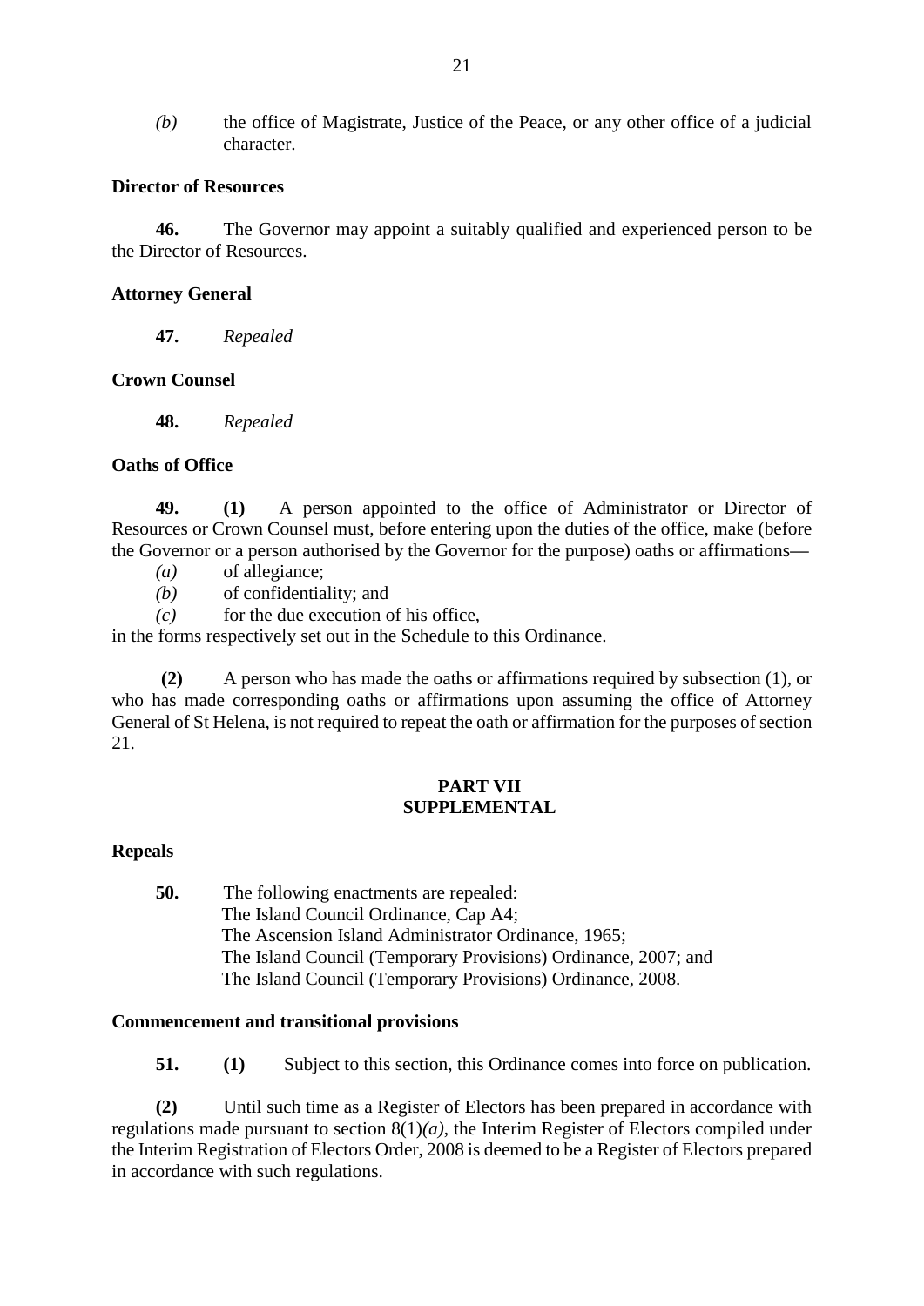*(b)* the office of Magistrate, Justice of the Peace, or any other office of a judicial character.

**Director of Resources**

**46.** The Governor may appoint a suitably qualified and experienced person to be the Director of Resources.

**Attorney General**

**47.** *Repealed*

**Crown Counsel**

**48.** *Repealed*

**Oaths of Office**

**49. (1)** A person appointed to the office of Administrator or Director of Resources or Crown Counsel must, before entering upon the duties of the office, make (before the Governor or a person authorised by the Governor for the purpose) oaths or affirmations—

*(a)* of allegiance;
*(b)* of confidentiality; and
*(c)* for the due execution of his office,

in the forms respectively set out in the Schedule to this Ordinance.

**(2)** A person who has made the oaths or affirmations required by subsection (1), or who has made corresponding oaths or affirmations upon assuming the office of Attorney General of St Helena, is not required to repeat the oath or affirmation for the purposes of section 21.

## PART VII
## SUPPLEMENTAL

**Repeals**

**50.** The following enactments are repealed:
The Island Council Ordinance, Cap A4;
The Ascension Island Administrator Ordinance, 1965;
The Island Council (Temporary Provisions) Ordinance, 2007; and
The Island Council (Temporary Provisions) Ordinance, 2008.

**Commencement and transitional provisions**

**51. (1)** Subject to this section, this Ordinance comes into force on publication.

**(2)** Until such time as a Register of Electors has been prepared in accordance with regulations made pursuant to section 8(1)*(a)*, the Interim Register of Electors compiled under the Interim Registration of Electors Order, 2008 is deemed to be a Register of Electors prepared in accordance with such regulations.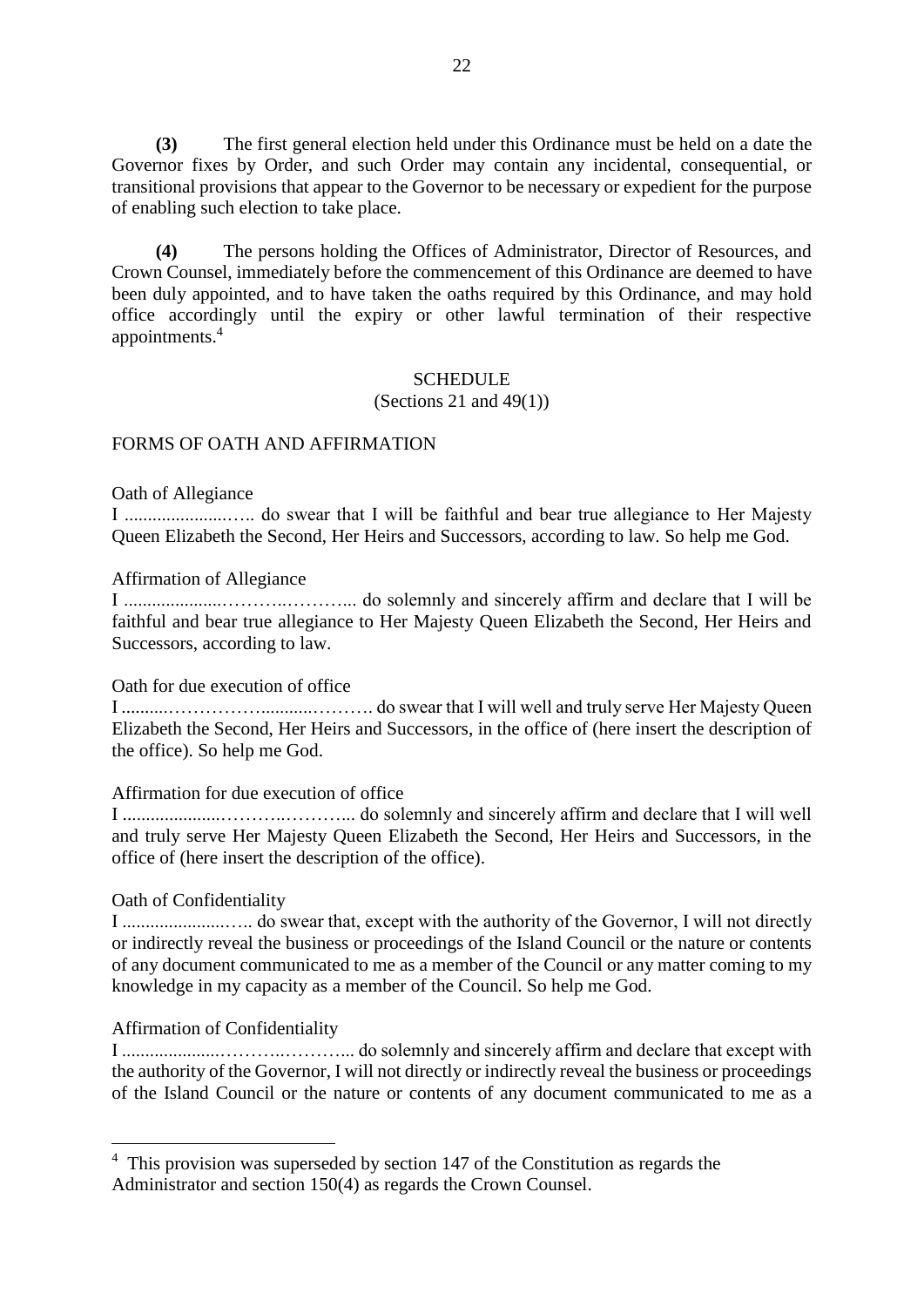**(3)** The first general election held under this Ordinance must be held on a date the Governor fixes by Order, and such Order may contain any incidental, consequential, or transitional provisions that appear to the Governor to be necessary or expedient for the purpose of enabling such election to take place.

**(4)** The persons holding the Offices of Administrator, Director of Resources, and Crown Counsel, immediately before the commencement of this Ordinance are deemed to have been duly appointed, and to have taken the oaths required by this Ordinance, and may hold office accordingly until the expiry or other lawful termination of their respective appointments.[4]

## SCHEDULE

(Sections 21 and 49(1))

### FORMS OF OATH AND AFFIRMATION

Oath of Allegiance

I ........................….. do swear that I will be faithful and bear true allegiance to Her Majesty Queen Elizabeth the Second, Her Heirs and Successors, according to law. So help me God.

Affirmation of Allegiance

I .....................………..………... do solemnly and sincerely affirm and declare that I will be faithful and bear true allegiance to Her Majesty Queen Elizabeth the Second, Her Heirs and Successors, according to law.

Oath for due execution of office

I ..........…………….............………. do swear that I will well and truly serve Her Majesty Queen Elizabeth the Second, Her Heirs and Successors, in the office of (here insert the description of the office). So help me God.

Affirmation for due execution of office

I .....................………..………... do solemnly and sincerely affirm and declare that I will well and truly serve Her Majesty Queen Elizabeth the Second, Her Heirs and Successors, in the office of (here insert the description of the office).

Oath of Confidentiality

I ........................….. do swear that, except with the authority of the Governor, I will not directly or indirectly reveal the business or proceedings of the Island Council or the nature or contents of any document communicated to me as a member of the Council or any matter coming to my knowledge in my capacity as a member of the Council. So help me God.

Affirmation of Confidentiality

I .....................………..………... do solemnly and sincerely affirm and declare that except with the authority of the Governor, I will not directly or indirectly reveal the business or proceedings of the Island Council or the nature or contents of any document communicated to me as a

---

[4] This provision was superseded by section 147 of the Constitution as regards the Administrator and section 150(4) as regards the Crown Counsel.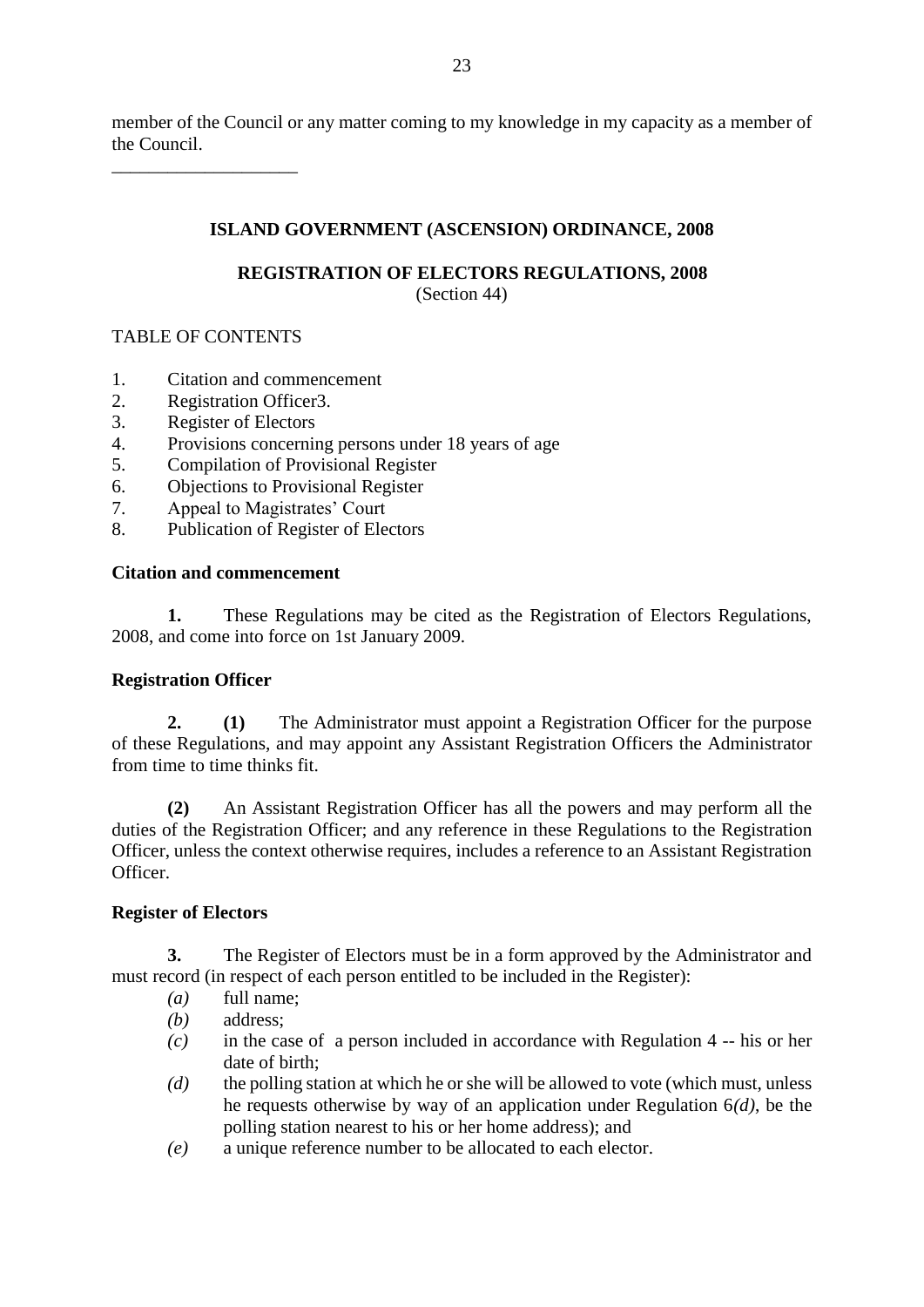member of the Council or any matter coming to my knowledge in my capacity as a member of the Council.

\_\_\_\_\_\_\_\_\_\_\_\_\_\_\_\_\_\_\_\_

## ISLAND GOVERNMENT (ASCENSION) ORDINANCE, 2008

### REGISTRATION OF ELECTORS REGULATIONS, 2008

(Section 44)

TABLE OF CONTENTS

1. Citation and commencement
2. Registration Officer3.
3. Register of Electors
4. Provisions concerning persons under 18 years of age
5. Compilation of Provisional Register
6. Objections to Provisional Register
7. Appeal to Magistrates' Court
8. Publication of Register of Electors

**Citation and commencement**

**1.** These Regulations may be cited as the Registration of Electors Regulations, 2008, and come into force on 1st January 2009.

**Registration Officer**

**2. (1)** The Administrator must appoint a Registration Officer for the purpose of these Regulations, and may appoint any Assistant Registration Officers the Administrator from time to time thinks fit.

**(2)** An Assistant Registration Officer has all the powers and may perform all the duties of the Registration Officer; and any reference in these Regulations to the Registration Officer, unless the context otherwise requires, includes a reference to an Assistant Registration Officer.

**Register of Electors**

**3.** The Register of Electors must be in a form approved by the Administrator and must record (in respect of each person entitled to be included in the Register):

*(a)* full name;
*(b)* address;
*(c)* in the case of a person included in accordance with Regulation 4 -- his or her date of birth;
*(d)* the polling station at which he or she will be allowed to vote (which must, unless he requests otherwise by way of an application under Regulation 6*(d)*, be the polling station nearest to his or her home address); and
*(e)* a unique reference number to be allocated to each elector.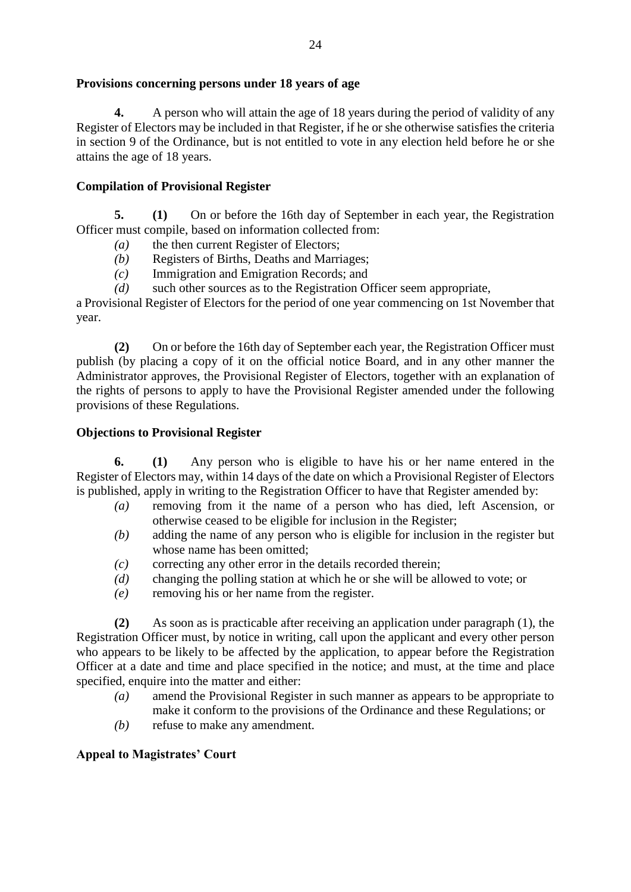### Provisions concerning persons under 18 years of age

**4.** A person who will attain the age of 18 years during the period of validity of any Register of Electors may be included in that Register, if he or she otherwise satisfies the criteria in section 9 of the Ordinance, but is not entitled to vote in any election held before he or she attains the age of 18 years.

### Compilation of Provisional Register

**5. (1)** On or before the 16th day of September in each year, the Registration Officer must compile, based on information collected from:

*(a)* the then current Register of Electors;
*(b)* Registers of Births, Deaths and Marriages;
*(c)* Immigration and Emigration Records; and
*(d)* such other sources as to the Registration Officer seem appropriate,

a Provisional Register of Electors for the period of one year commencing on 1st November that year.

**(2)** On or before the 16th day of September each year, the Registration Officer must publish (by placing a copy of it on the official notice Board, and in any other manner the Administrator approves, the Provisional Register of Electors, together with an explanation of the rights of persons to apply to have the Provisional Register amended under the following provisions of these Regulations.

### Objections to Provisional Register

**6. (1)** Any person who is eligible to have his or her name entered in the Register of Electors may, within 14 days of the date on which a Provisional Register of Electors is published, apply in writing to the Registration Officer to have that Register amended by:

*(a)* removing from it the name of a person who has died, left Ascension, or otherwise ceased to be eligible for inclusion in the Register;
*(b)* adding the name of any person who is eligible for inclusion in the register but whose name has been omitted;
*(c)* correcting any other error in the details recorded therein;
*(d)* changing the polling station at which he or she will be allowed to vote; or
*(e)* removing his or her name from the register.

**(2)** As soon as is practicable after receiving an application under paragraph (1), the Registration Officer must, by notice in writing, call upon the applicant and every other person who appears to be likely to be affected by the application, to appear before the Registration Officer at a date and time and place specified in the notice; and must, at the time and place specified, enquire into the matter and either:

*(a)* amend the Provisional Register in such manner as appears to be appropriate to make it conform to the provisions of the Ordinance and these Regulations; or
*(b)* refuse to make any amendment.

### Appeal to Magistrates' Court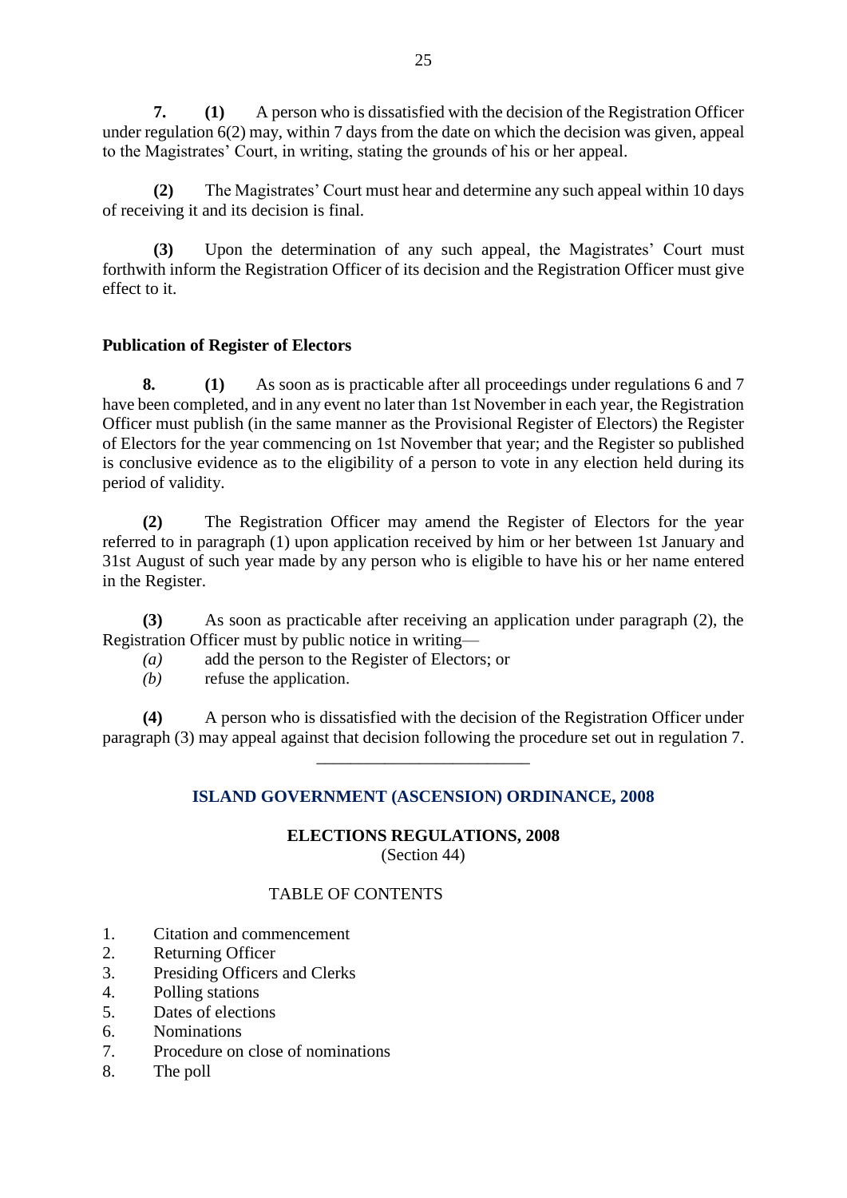**7.** **(1)** A person who is dissatisfied with the decision of the Registration Officer under regulation 6(2) may, within 7 days from the date on which the decision was given, appeal to the Magistrates' Court, in writing, stating the grounds of his or her appeal.

**(2)** The Magistrates' Court must hear and determine any such appeal within 10 days of receiving it and its decision is final.

**(3)** Upon the determination of any such appeal, the Magistrates' Court must forthwith inform the Registration Officer of its decision and the Registration Officer must give effect to it.

**Publication of Register of Electors**

**8.** **(1)** As soon as is practicable after all proceedings under regulations 6 and 7 have been completed, and in any event no later than 1st November in each year, the Registration Officer must publish (in the same manner as the Provisional Register of Electors) the Register of Electors for the year commencing on 1st November that year; and the Register so published is conclusive evidence as to the eligibility of a person to vote in any election held during its period of validity.

**(2)** The Registration Officer may amend the Register of Electors for the year referred to in paragraph (1) upon application received by him or her between 1st January and 31st August of such year made by any person who is eligible to have his or her name entered in the Register.

**(3)** As soon as practicable after receiving an application under paragraph (2), the Registration Officer must by public notice in writing—

*(a)* add the person to the Register of Electors; or

*(b)* refuse the application.

**(4)** A person who is dissatisfied with the decision of the Registration Officer under paragraph (3) may appeal against that decision following the procedure set out in regulation 7.

---

## ISLAND GOVERNMENT (ASCENSION) ORDINANCE, 2008

### ELECTIONS REGULATIONS, 2008

(Section 44)

TABLE OF CONTENTS

1. Citation and commencement
2. Returning Officer
3. Presiding Officers and Clerks
4. Polling stations
5. Dates of elections
6. Nominations
7. Procedure on close of nominations
8. The poll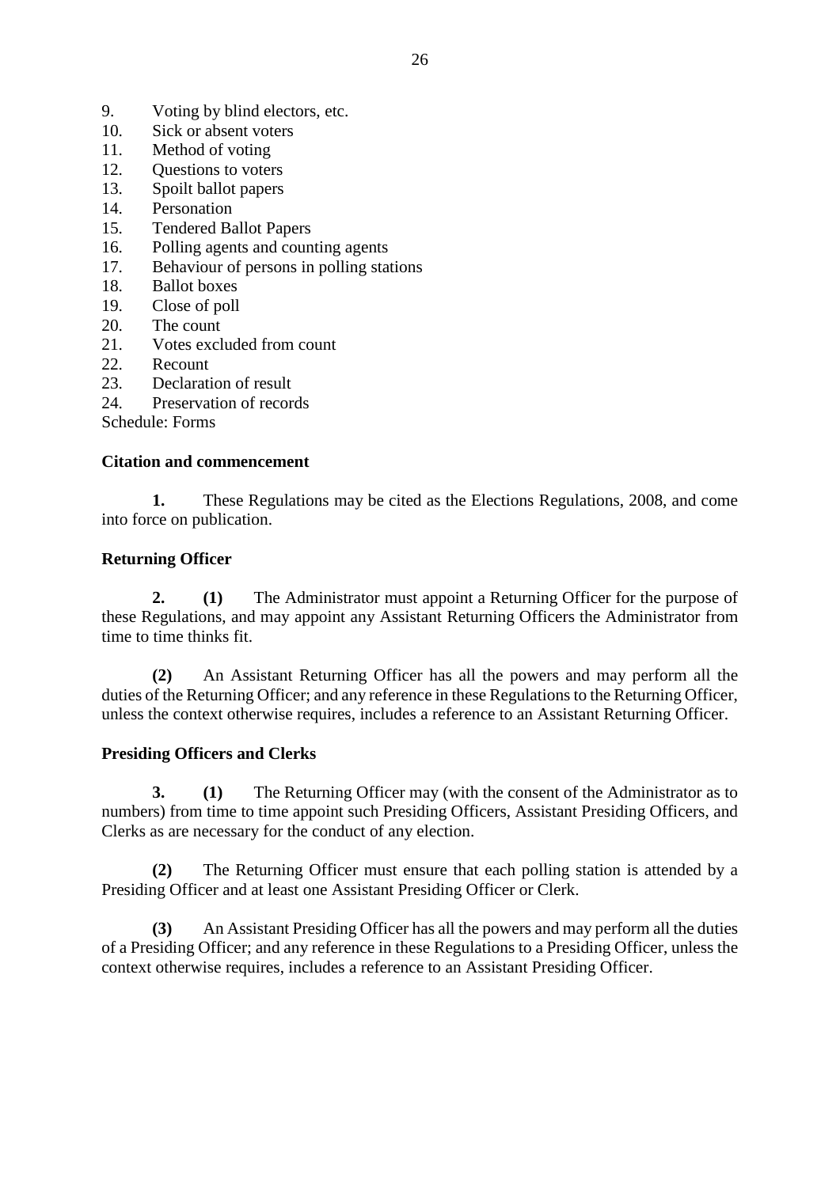9. Voting by blind electors, etc.
10. Sick or absent voters
11. Method of voting
12. Questions to voters
13. Spoilt ballot papers
14. Personation
15. Tendered Ballot Papers
16. Polling agents and counting agents
17. Behaviour of persons in polling stations
18. Ballot boxes
19. Close of poll
20. The count
21. Votes excluded from count
22. Recount
23. Declaration of result
24. Preservation of records

Schedule: Forms

**Citation and commencement**

**1.** These Regulations may be cited as the Elections Regulations, 2008, and come into force on publication.

**Returning Officer**

**2.** **(1)** The Administrator must appoint a Returning Officer for the purpose of these Regulations, and may appoint any Assistant Returning Officers the Administrator from time to time thinks fit.

**(2)** An Assistant Returning Officer has all the powers and may perform all the duties of the Returning Officer; and any reference in these Regulations to the Returning Officer, unless the context otherwise requires, includes a reference to an Assistant Returning Officer.

**Presiding Officers and Clerks**

**3.** **(1)** The Returning Officer may (with the consent of the Administrator as to numbers) from time to time appoint such Presiding Officers, Assistant Presiding Officers, and Clerks as are necessary for the conduct of any election.

**(2)** The Returning Officer must ensure that each polling station is attended by a Presiding Officer and at least one Assistant Presiding Officer or Clerk.

**(3)** An Assistant Presiding Officer has all the powers and may perform all the duties of a Presiding Officer; and any reference in these Regulations to a Presiding Officer, unless the context otherwise requires, includes a reference to an Assistant Presiding Officer.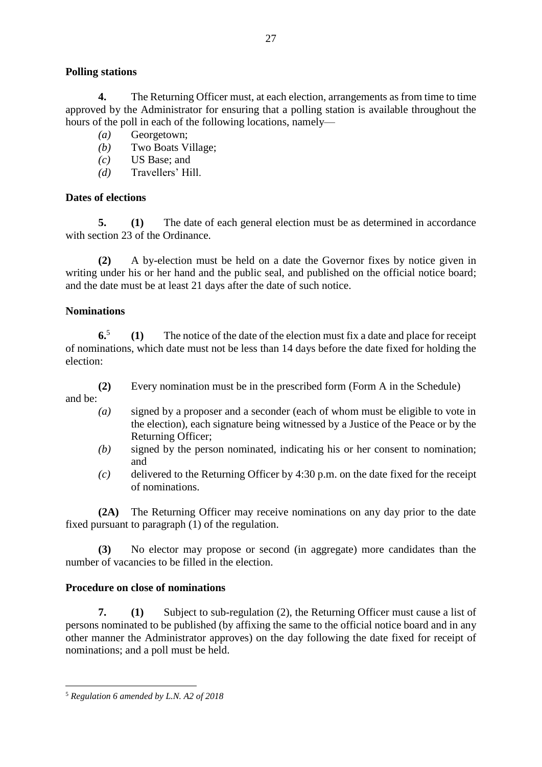**Polling stations**

**4.** The Returning Officer must, at each election, arrangements as from time to time approved by the Administrator for ensuring that a polling station is available throughout the hours of the poll in each of the following locations, namely—

*(a)* Georgetown;

*(b)* Two Boats Village;

*(c)* US Base; and

*(d)* Travellers' Hill.

**Dates of elections**

**5. (1)** The date of each general election must be as determined in accordance with section 23 of the Ordinance.

**(2)** A by-election must be held on a date the Governor fixes by notice given in writing under his or her hand and the public seal, and published on the official notice board; and the date must be at least 21 days after the date of such notice.

**Nominations**

**6.**[5] **(1)** The notice of the date of the election must fix a date and place for receipt of nominations, which date must not be less than 14 days before the date fixed for holding the election:

**(2)** Every nomination must be in the prescribed form (Form A in the Schedule) and be:

*(a)* signed by a proposer and a seconder (each of whom must be eligible to vote in the election), each signature being witnessed by a Justice of the Peace or by the Returning Officer;

*(b)* signed by the person nominated, indicating his or her consent to nomination; and

*(c)* delivered to the Returning Officer by 4:30 p.m. on the date fixed for the receipt of nominations.

**(2A)** The Returning Officer may receive nominations on any day prior to the date fixed pursuant to paragraph (1) of the regulation.

**(3)** No elector may propose or second (in aggregate) more candidates than the number of vacancies to be filled in the election.

**Procedure on close of nominations**

**7. (1)** Subject to sub-regulation (2), the Returning Officer must cause a list of persons nominated to be published (by affixing the same to the official notice board and in any other manner the Administrator approves) on the day following the date fixed for receipt of nominations; and a poll must be held.

---

[5] *Regulation 6 amended by L.N. A2 of 2018*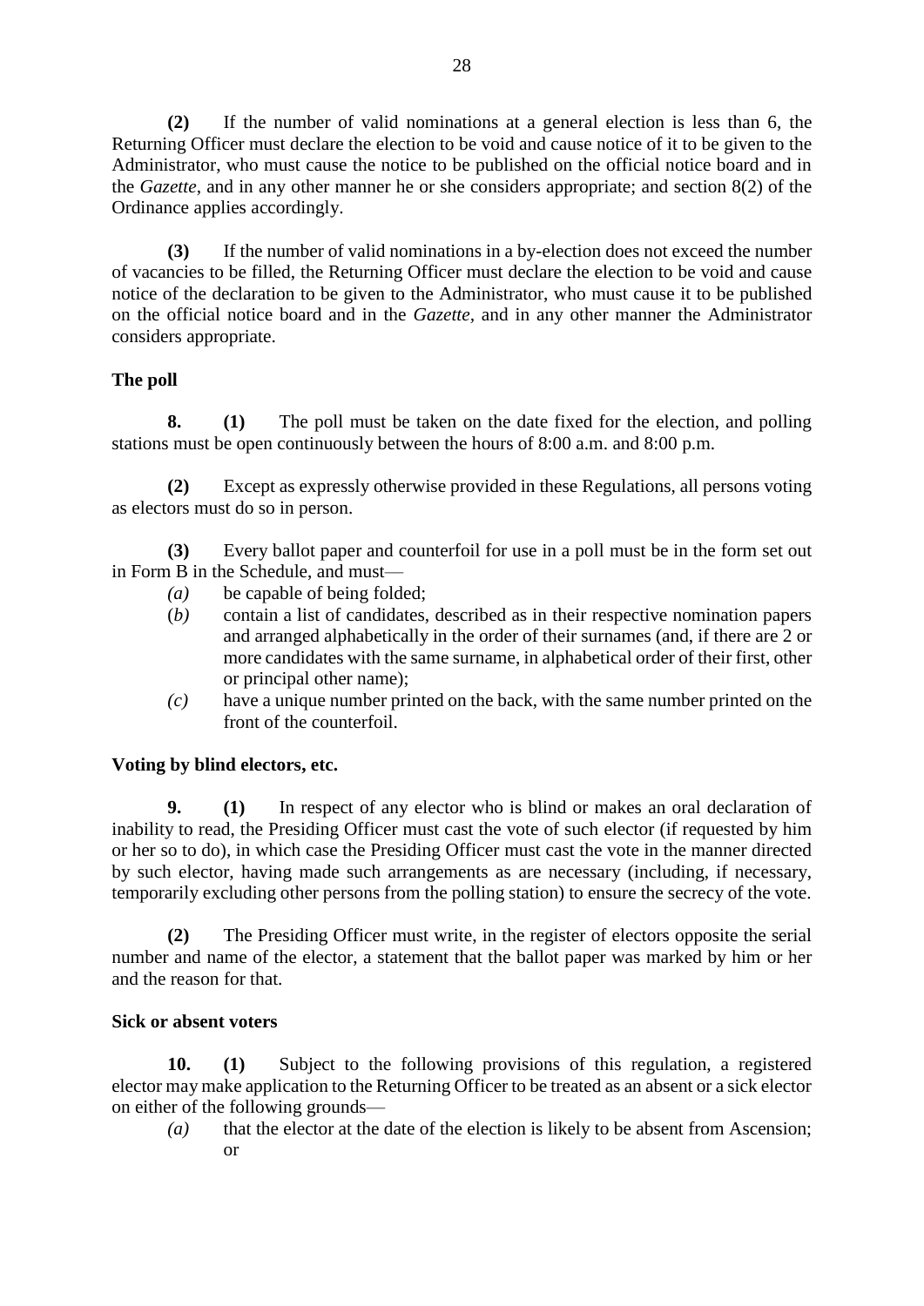**(2)** If the number of valid nominations at a general election is less than 6, the Returning Officer must declare the election to be void and cause notice of it to be given to the Administrator, who must cause the notice to be published on the official notice board and in the *Gazette*, and in any other manner he or she considers appropriate; and section 8(2) of the Ordinance applies accordingly.

**(3)** If the number of valid nominations in a by-election does not exceed the number of vacancies to be filled, the Returning Officer must declare the election to be void and cause notice of the declaration to be given to the Administrator, who must cause it to be published on the official notice board and in the *Gazette,* and in any other manner the Administrator considers appropriate.

**The poll**

**8.** **(1)** The poll must be taken on the date fixed for the election, and polling stations must be open continuously between the hours of 8:00 a.m. and 8:00 p.m.

**(2)** Except as expressly otherwise provided in these Regulations, all persons voting as electors must do so in person.

**(3)** Every ballot paper and counterfoil for use in a poll must be in the form set out in Form B in the Schedule, and must—

- *(a)* be capable of being folded;
- (*b)* contain a list of candidates, described as in their respective nomination papers and arranged alphabetically in the order of their surnames (and, if there are 2 or more candidates with the same surname, in alphabetical order of their first, other or principal other name);
- *(c)* have a unique number printed on the back, with the same number printed on the front of the counterfoil.

**Voting by blind electors, etc.**

**9.** **(1)** In respect of any elector who is blind or makes an oral declaration of inability to read, the Presiding Officer must cast the vote of such elector (if requested by him or her so to do), in which case the Presiding Officer must cast the vote in the manner directed by such elector, having made such arrangements as are necessary (including, if necessary, temporarily excluding other persons from the polling station) to ensure the secrecy of the vote.

**(2)** The Presiding Officer must write, in the register of electors opposite the serial number and name of the elector, a statement that the ballot paper was marked by him or her and the reason for that.

**Sick or absent voters**

**10.** **(1)** Subject to the following provisions of this regulation, a registered elector may make application to the Returning Officer to be treated as an absent or a sick elector on either of the following grounds—

- *(a)* that the elector at the date of the election is likely to be absent from Ascension; or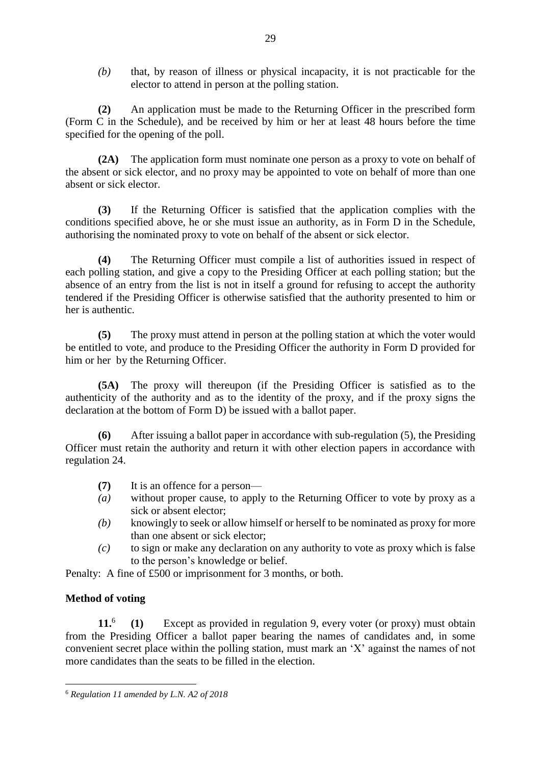*(b)* that, by reason of illness or physical incapacity, it is not practicable for the elector to attend in person at the polling station.

**(2)** An application must be made to the Returning Officer in the prescribed form (Form C in the Schedule), and be received by him or her at least 48 hours before the time specified for the opening of the poll.

**(2A)** The application form must nominate one person as a proxy to vote on behalf of the absent or sick elector, and no proxy may be appointed to vote on behalf of more than one absent or sick elector.

**(3)** If the Returning Officer is satisfied that the application complies with the conditions specified above, he or she must issue an authority, as in Form D in the Schedule, authorising the nominated proxy to vote on behalf of the absent or sick elector.

**(4)** The Returning Officer must compile a list of authorities issued in respect of each polling station, and give a copy to the Presiding Officer at each polling station; but the absence of an entry from the list is not in itself a ground for refusing to accept the authority tendered if the Presiding Officer is otherwise satisfied that the authority presented to him or her is authentic.

**(5)** The proxy must attend in person at the polling station at which the voter would be entitled to vote, and produce to the Presiding Officer the authority in Form D provided for him or her by the Returning Officer.

**(5A)** The proxy will thereupon (if the Presiding Officer is satisfied as to the authenticity of the authority and as to the identity of the proxy, and if the proxy signs the declaration at the bottom of Form D) be issued with a ballot paper.

**(6)** After issuing a ballot paper in accordance with sub-regulation (5), the Presiding Officer must retain the authority and return it with other election papers in accordance with regulation 24.

**(7)** It is an offence for a person—

*(a)* without proper cause, to apply to the Returning Officer to vote by proxy as a sick or absent elector;

*(b)* knowingly to seek or allow himself or herself to be nominated as proxy for more than one absent or sick elector;

*(c)* to sign or make any declaration on any authority to vote as proxy which is false to the person's knowledge or belief.

Penalty: A fine of £500 or imprisonment for 3 months, or both.

**Method of voting**

**11.**[6] **(1)** Except as provided in regulation 9, every voter (or proxy) must obtain from the Presiding Officer a ballot paper bearing the names of candidates and, in some convenient secret place within the polling station, must mark an 'X' against the names of not more candidates than the seats to be filled in the election.

[6] *Regulation 11 amended by L.N. A2 of 2018*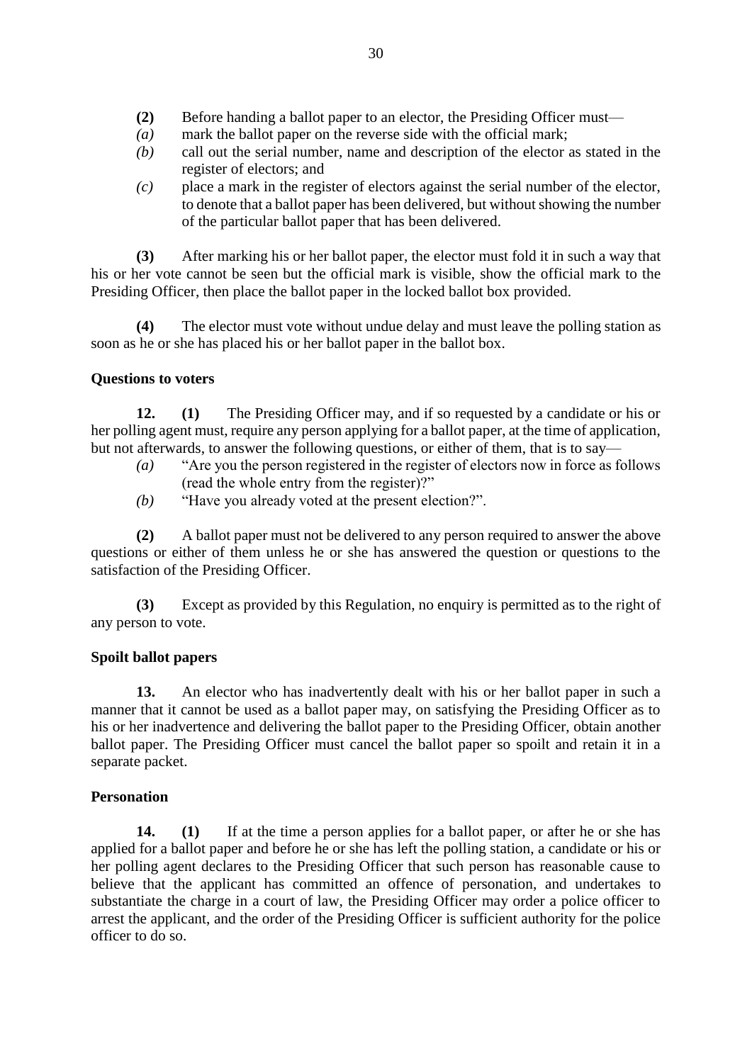**(2)** Before handing a ballot paper to an elector, the Presiding Officer must—

*(a)* mark the ballot paper on the reverse side with the official mark;

*(b)* call out the serial number, name and description of the elector as stated in the register of electors; and

*(c)* place a mark in the register of electors against the serial number of the elector, to denote that a ballot paper has been delivered, but without showing the number of the particular ballot paper that has been delivered.

**(3)** After marking his or her ballot paper, the elector must fold it in such a way that his or her vote cannot be seen but the official mark is visible, show the official mark to the Presiding Officer, then place the ballot paper in the locked ballot box provided.

**(4)** The elector must vote without undue delay and must leave the polling station as soon as he or she has placed his or her ballot paper in the ballot box.

**Questions to voters**

**12.** **(1)** The Presiding Officer may, and if so requested by a candidate or his or her polling agent must, require any person applying for a ballot paper, at the time of application, but not afterwards, to answer the following questions, or either of them, that is to say—

*(a)* "Are you the person registered in the register of electors now in force as follows (read the whole entry from the register)?"

*(b)* "Have you already voted at the present election?".

**(2)** A ballot paper must not be delivered to any person required to answer the above questions or either of them unless he or she has answered the question or questions to the satisfaction of the Presiding Officer.

**(3)** Except as provided by this Regulation, no enquiry is permitted as to the right of any person to vote.

**Spoilt ballot papers**

**13.** An elector who has inadvertently dealt with his or her ballot paper in such a manner that it cannot be used as a ballot paper may, on satisfying the Presiding Officer as to his or her inadvertence and delivering the ballot paper to the Presiding Officer, obtain another ballot paper. The Presiding Officer must cancel the ballot paper so spoilt and retain it in a separate packet.

**Personation**

**14.** **(1)** If at the time a person applies for a ballot paper, or after he or she has applied for a ballot paper and before he or she has left the polling station, a candidate or his or her polling agent declares to the Presiding Officer that such person has reasonable cause to believe that the applicant has committed an offence of personation, and undertakes to substantiate the charge in a court of law, the Presiding Officer may order a police officer to arrest the applicant, and the order of the Presiding Officer is sufficient authority for the police officer to do so.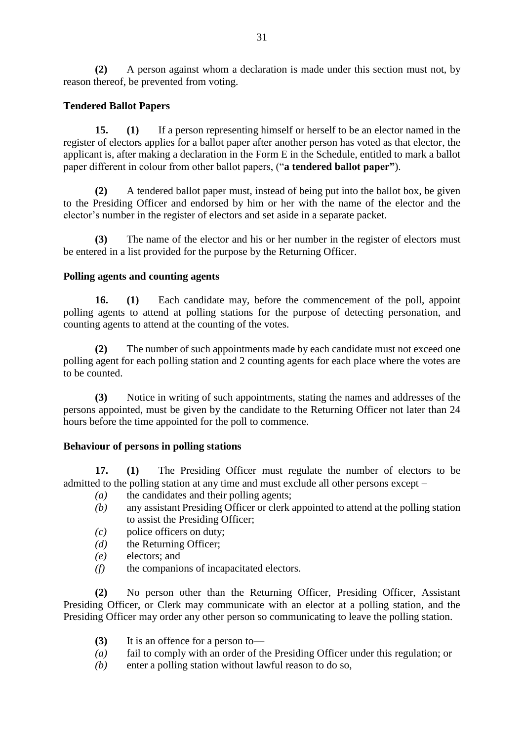**(2)** A person against whom a declaration is made under this section must not, by reason thereof, be prevented from voting.

**Tendered Ballot Papers**

**15. (1)** If a person representing himself or herself to be an elector named in the register of electors applies for a ballot paper after another person has voted as that elector, the applicant is, after making a declaration in the Form E in the Schedule, entitled to mark a ballot paper different in colour from other ballot papers, ("**a tendered ballot paper"**).

**(2)** A tendered ballot paper must, instead of being put into the ballot box, be given to the Presiding Officer and endorsed by him or her with the name of the elector and the elector's number in the register of electors and set aside in a separate packet.

**(3)** The name of the elector and his or her number in the register of electors must be entered in a list provided for the purpose by the Returning Officer.

**Polling agents and counting agents**

**16. (1)** Each candidate may, before the commencement of the poll, appoint polling agents to attend at polling stations for the purpose of detecting personation, and counting agents to attend at the counting of the votes.

**(2)** The number of such appointments made by each candidate must not exceed one polling agent for each polling station and 2 counting agents for each place where the votes are to be counted.

**(3)** Notice in writing of such appointments, stating the names and addresses of the persons appointed, must be given by the candidate to the Returning Officer not later than 24 hours before the time appointed for the poll to commence.

**Behaviour of persons in polling stations**

**17. (1)** The Presiding Officer must regulate the number of electors to be admitted to the polling station at any time and must exclude all other persons except –

*(a)* the candidates and their polling agents;
*(b)* any assistant Presiding Officer or clerk appointed to attend at the polling station to assist the Presiding Officer;
*(c)* police officers on duty;
*(d)* the Returning Officer;
*(e)* electors; and
*(f)* the companions of incapacitated electors.

**(2)** No person other than the Returning Officer, Presiding Officer, Assistant Presiding Officer, or Clerk may communicate with an elector at a polling station, and the Presiding Officer may order any other person so communicating to leave the polling station.

**(3)** It is an offence for a person to—

*(a)* fail to comply with an order of the Presiding Officer under this regulation; or
*(b)* enter a polling station without lawful reason to do so,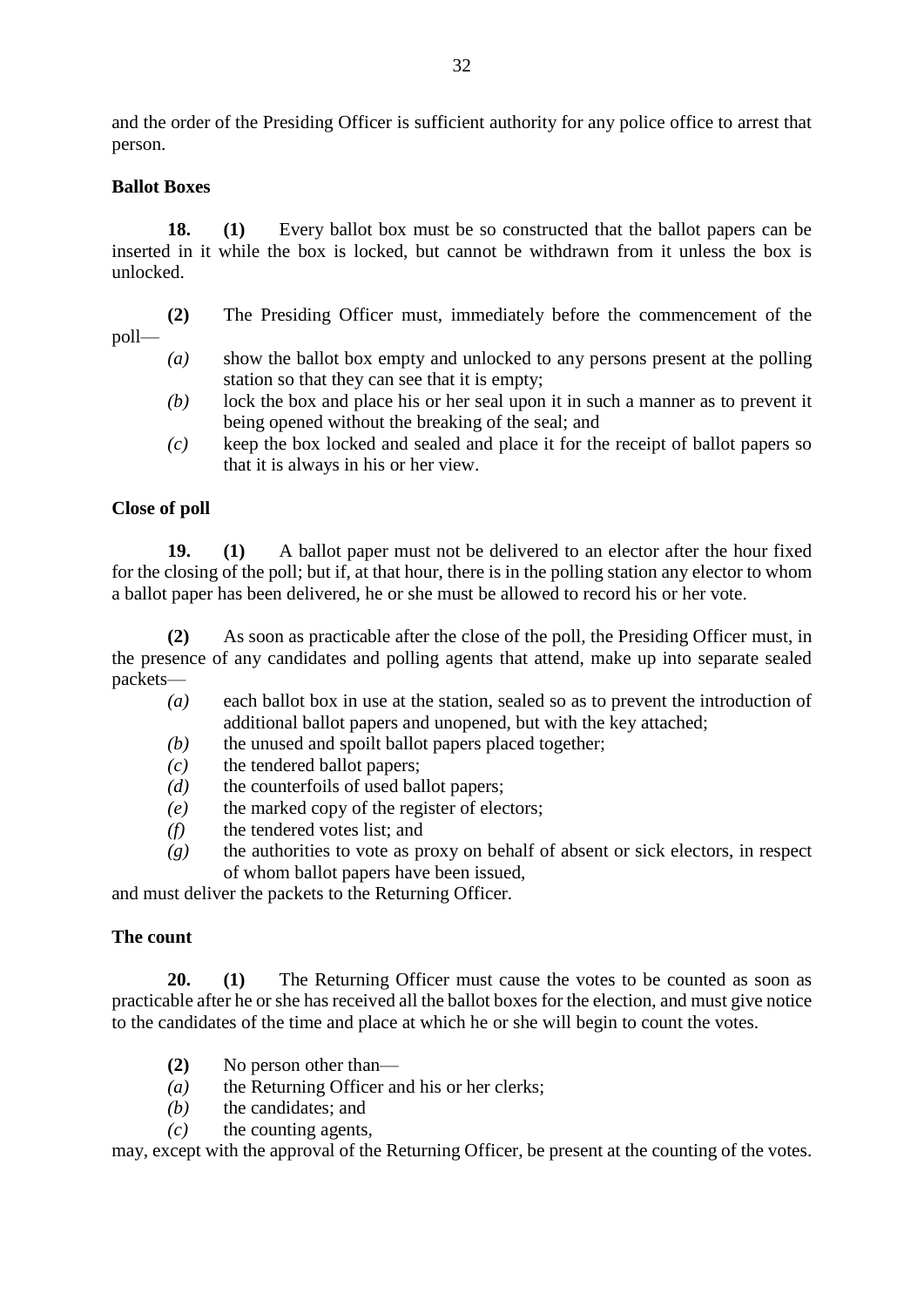and the order of the Presiding Officer is sufficient authority for any police office to arrest that person.

**Ballot Boxes**

**18.** **(1)** Every ballot box must be so constructed that the ballot papers can be inserted in it while the box is locked, but cannot be withdrawn from it unless the box is unlocked.

**(2)** The Presiding Officer must, immediately before the commencement of the poll—

*(a)* show the ballot box empty and unlocked to any persons present at the polling station so that they can see that it is empty;

*(b)* lock the box and place his or her seal upon it in such a manner as to prevent it being opened without the breaking of the seal; and

*(c)* keep the box locked and sealed and place it for the receipt of ballot papers so that it is always in his or her view.

**Close of poll**

**19.** **(1)** A ballot paper must not be delivered to an elector after the hour fixed for the closing of the poll; but if, at that hour, there is in the polling station any elector to whom a ballot paper has been delivered, he or she must be allowed to record his or her vote.

**(2)** As soon as practicable after the close of the poll, the Presiding Officer must, in the presence of any candidates and polling agents that attend, make up into separate sealed packets—

*(a)* each ballot box in use at the station, sealed so as to prevent the introduction of additional ballot papers and unopened, but with the key attached;

*(b)* the unused and spoilt ballot papers placed together;

*(c)* the tendered ballot papers;

*(d)* the counterfoils of used ballot papers;

*(e)* the marked copy of the register of electors;

*(f)* the tendered votes list; and

*(g)* the authorities to vote as proxy on behalf of absent or sick electors, in respect of whom ballot papers have been issued,

and must deliver the packets to the Returning Officer.

**The count**

**20.** **(1)** The Returning Officer must cause the votes to be counted as soon as practicable after he or she has received all the ballot boxes for the election, and must give notice to the candidates of the time and place at which he or she will begin to count the votes.

**(2)** No person other than—

*(a)* the Returning Officer and his or her clerks;

*(b)* the candidates; and

*(c)* the counting agents,

may, except with the approval of the Returning Officer, be present at the counting of the votes.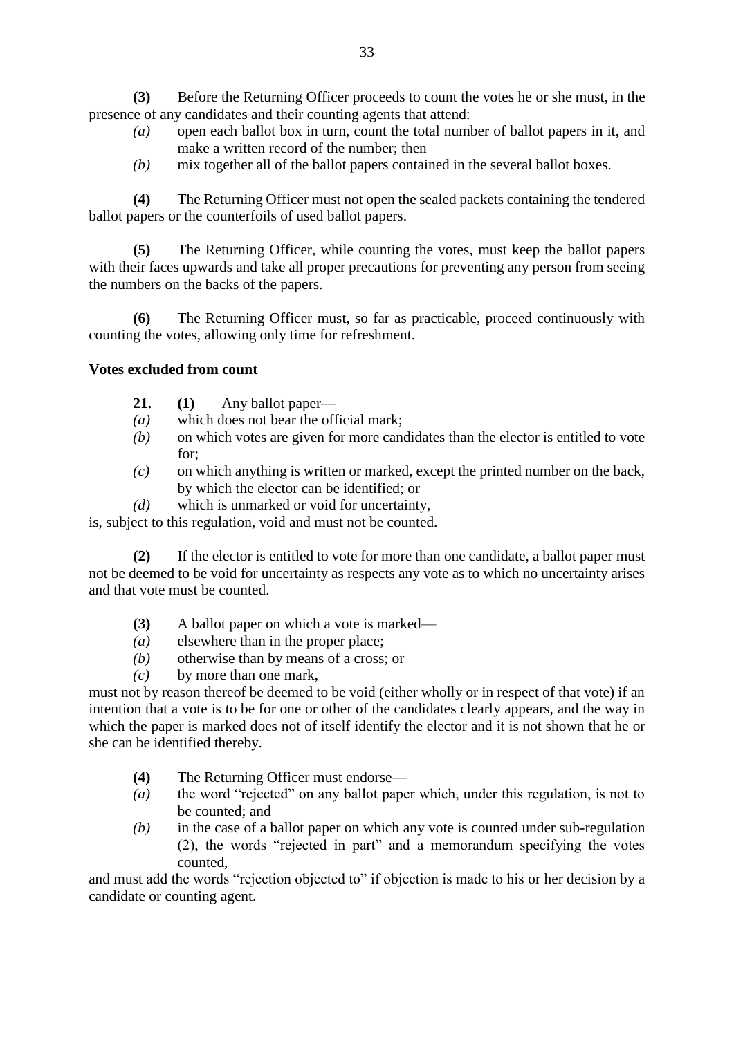**(3)** Before the Returning Officer proceeds to count the votes he or she must, in the presence of any candidates and their counting agents that attend:

*(a)* open each ballot box in turn, count the total number of ballot papers in it, and make a written record of the number; then

*(b)* mix together all of the ballot papers contained in the several ballot boxes.

**(4)** The Returning Officer must not open the sealed packets containing the tendered ballot papers or the counterfoils of used ballot papers.

**(5)** The Returning Officer, while counting the votes, must keep the ballot papers with their faces upwards and take all proper precautions for preventing any person from seeing the numbers on the backs of the papers.

**(6)** The Returning Officer must, so far as practicable, proceed continuously with counting the votes, allowing only time for refreshment.

**Votes excluded from count**

**21.** **(1)** Any ballot paper—

*(a)* which does not bear the official mark;

*(b)* on which votes are given for more candidates than the elector is entitled to vote for;

*(c)* on which anything is written or marked, except the printed number on the back, by which the elector can be identified; or

*(d)* which is unmarked or void for uncertainty,

is, subject to this regulation, void and must not be counted.

**(2)** If the elector is entitled to vote for more than one candidate, a ballot paper must not be deemed to be void for uncertainty as respects any vote as to which no uncertainty arises and that vote must be counted.

**(3)** A ballot paper on which a vote is marked—

*(a)* elsewhere than in the proper place;

*(b)* otherwise than by means of a cross; or

*(c)* by more than one mark,

must not by reason thereof be deemed to be void (either wholly or in respect of that vote) if an intention that a vote is to be for one or other of the candidates clearly appears, and the way in which the paper is marked does not of itself identify the elector and it is not shown that he or she can be identified thereby.

**(4)** The Returning Officer must endorse—

*(a)* the word "rejected" on any ballot paper which, under this regulation, is not to be counted; and

*(b)* in the case of a ballot paper on which any vote is counted under sub-regulation (2), the words "rejected in part" and a memorandum specifying the votes counted,

and must add the words "rejection objected to" if objection is made to his or her decision by a candidate or counting agent.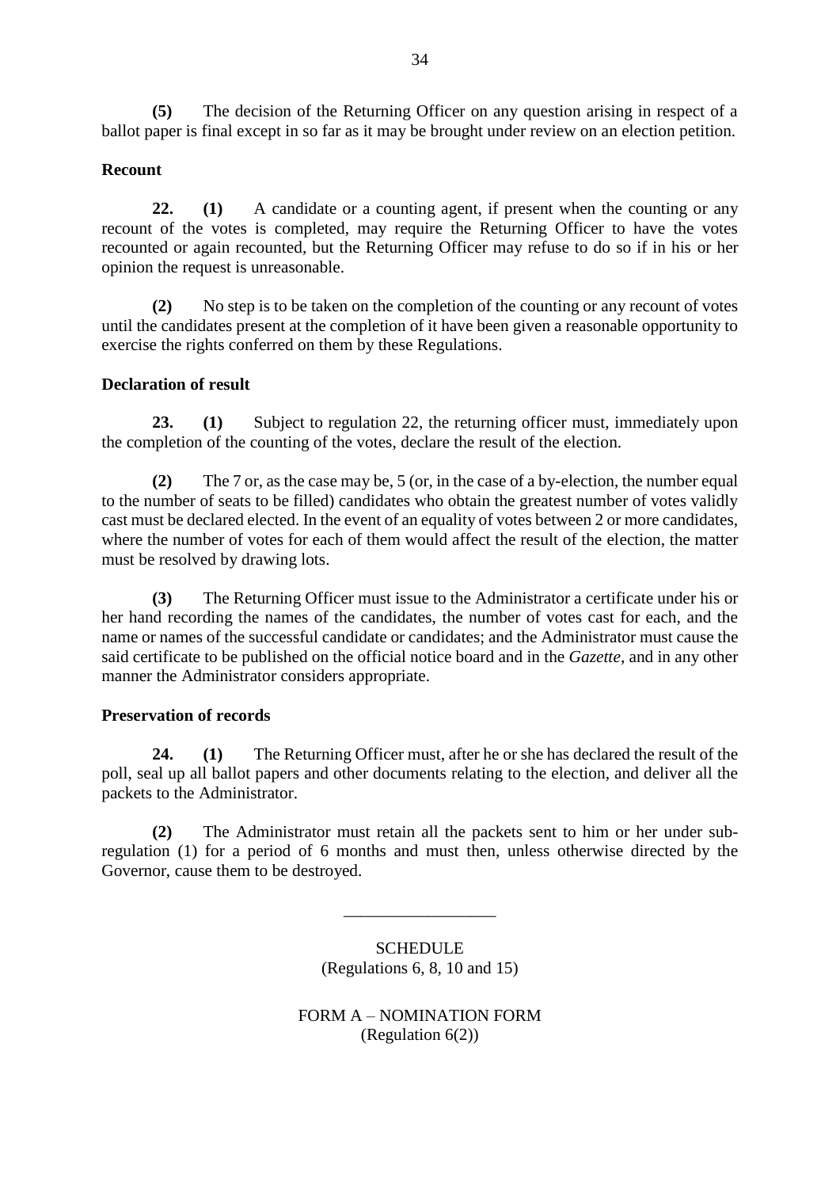**(5)** The decision of the Returning Officer on any question arising in respect of a ballot paper is final except in so far as it may be brought under review on an election petition.

**Recount**

**22. (1)** A candidate or a counting agent, if present when the counting or any recount of the votes is completed, may require the Returning Officer to have the votes recounted or again recounted, but the Returning Officer may refuse to do so if in his or her opinion the request is unreasonable.

**(2)** No step is to be taken on the completion of the counting or any recount of votes until the candidates present at the completion of it have been given a reasonable opportunity to exercise the rights conferred on them by these Regulations.

**Declaration of result**

**23. (1)** Subject to regulation 22, the returning officer must, immediately upon the completion of the counting of the votes, declare the result of the election.

**(2)** The 7 or, as the case may be, 5 (or, in the case of a by-election, the number equal to the number of seats to be filled) candidates who obtain the greatest number of votes validly cast must be declared elected. In the event of an equality of votes between 2 or more candidates, where the number of votes for each of them would affect the result of the election, the matter must be resolved by drawing lots.

**(3)** The Returning Officer must issue to the Administrator a certificate under his or her hand recording the names of the candidates, the number of votes cast for each, and the name or names of the successful candidate or candidates; and the Administrator must cause the said certificate to be published on the official notice board and in the *Gazette*, and in any other manner the Administrator considers appropriate.

**Preservation of records**

**24. (1)** The Returning Officer must, after he or she has declared the result of the poll, seal up all ballot papers and other documents relating to the election, and deliver all the packets to the Administrator.

**(2)** The Administrator must retain all the packets sent to him or her under sub-regulation (1) for a period of 6 months and must then, unless otherwise directed by the Governor, cause them to be destroyed.

---

SCHEDULE
(Regulations 6, 8, 10 and 15)

FORM A – NOMINATION FORM
(Regulation 6(2))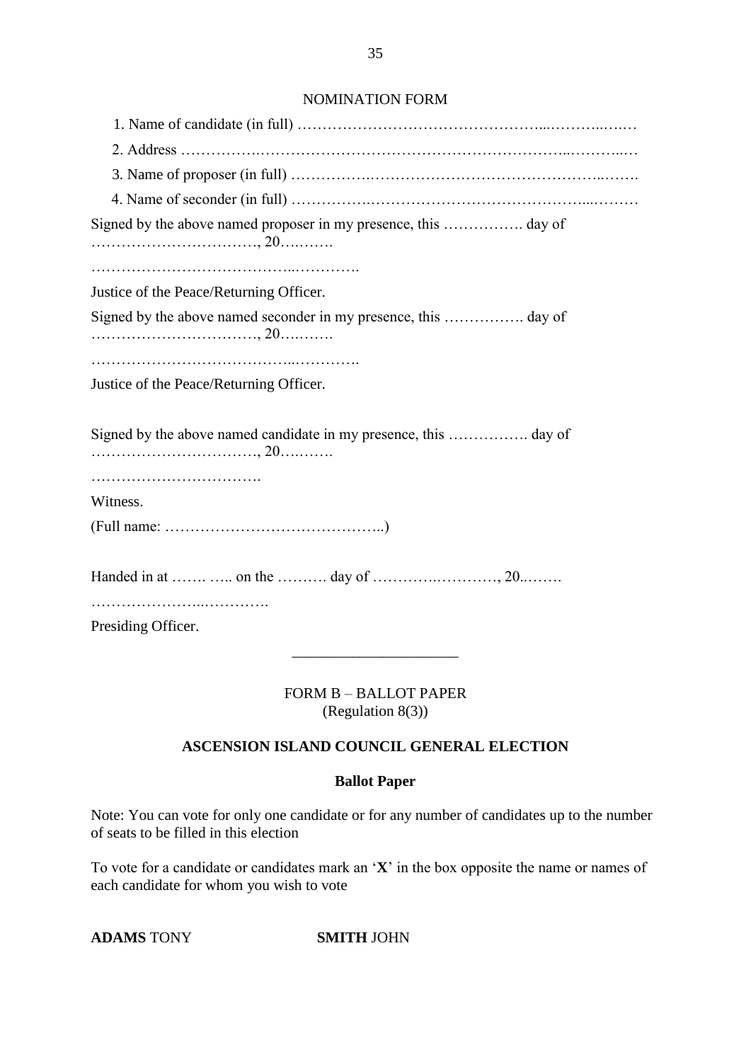NOMINATION FORM

1. Name of candidate (in full) ……………………………………………...………...….…
2. Address …………….………………………………………………………...………...…
3. Name of proposer (in full) …………….………………………………………...…….
4. Name of seconder (in full) …………….…………………………………….....………

Signed by the above named proposer in my presence, this ……………. day of ……………………………, 20….…….

………………………………...………….

Justice of the Peace/Returning Officer.

Signed by the above named seconder in my presence, this ……………. day of ……………………………, 20….…….

………………………………...………….

Justice of the Peace/Returning Officer.

Signed by the above named candidate in my presence, this ……………. day of ……………………………, 20….…….

…………………………….

Witness.

(Full name: ……………………………………..)

Handed in at ……. ….. on the ………. day of ………….…………, 20..…….

…………………..………….

Presiding Officer.

---

FORM B – BALLOT PAPER
(Regulation 8(3))

**ASCENSION ISLAND COUNCIL GENERAL ELECTION**

**Ballot Paper**

Note: You can vote for only one candidate or for any number of candidates up to the number of seats to be filled in this election

To vote for a candidate or candidates mark an '**X**' in the box opposite the name or names of each candidate for whom you wish to vote

**ADAMS** TONY **SMITH** JOHN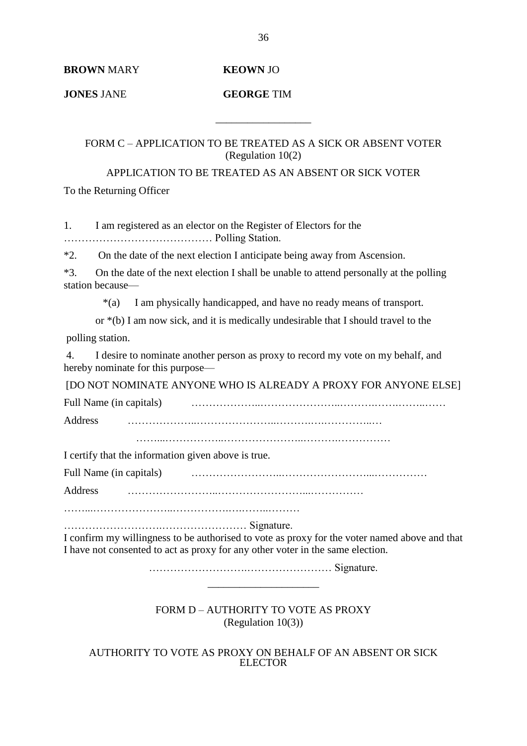**BROWN** MARY **KEOWN** JO

**JONES** JANE **GEORGE** TIM

---

FORM C – APPLICATION TO BE TREATED AS A SICK OR ABSENT VOTER
(Regulation 10(2)

APPLICATION TO BE TREATED AS AN ABSENT OR SICK VOTER

To the Returning Officer

1. I am registered as an elector on the Register of Electors for the …………………………………… Polling Station.

*2. On the date of the next election I anticipate being away from Ascension.

*3. On the date of the next election I shall be unable to attend personally at the polling station because—

*(a) I am physically handicapped, and have no ready means of transport.

or *(b) I am now sick, and it is medically undesirable that I should travel to the polling station.

4. I desire to nominate another person as proxy to record my vote on my behalf, and hereby nominate for this purpose—

[DO NOT NOMINATE ANYONE WHO IS ALREADY A PROXY FOR ANYONE ELSE]

Full Name (in capitals) ………………..…………………..……….…….……..……

Address ………………..…………………..……….…….……..…

……...……………..…………………...……….……………

I certify that the information given above is true.

Full Name (in capitals) ……………………..……………………...……………

Address ……………………..……………………...……………

……...…………………..…………….….……...………

……………………….…………………… Signature.

I confirm my willingness to be authorised to vote as proxy for the voter named above and that I have not consented to act as proxy for any other voter in the same election.

……………………….…………………… Signature.

---

FORM D – AUTHORITY TO VOTE AS PROXY
(Regulation 10(3))

AUTHORITY TO VOTE AS PROXY ON BEHALF OF AN ABSENT OR SICK ELECTOR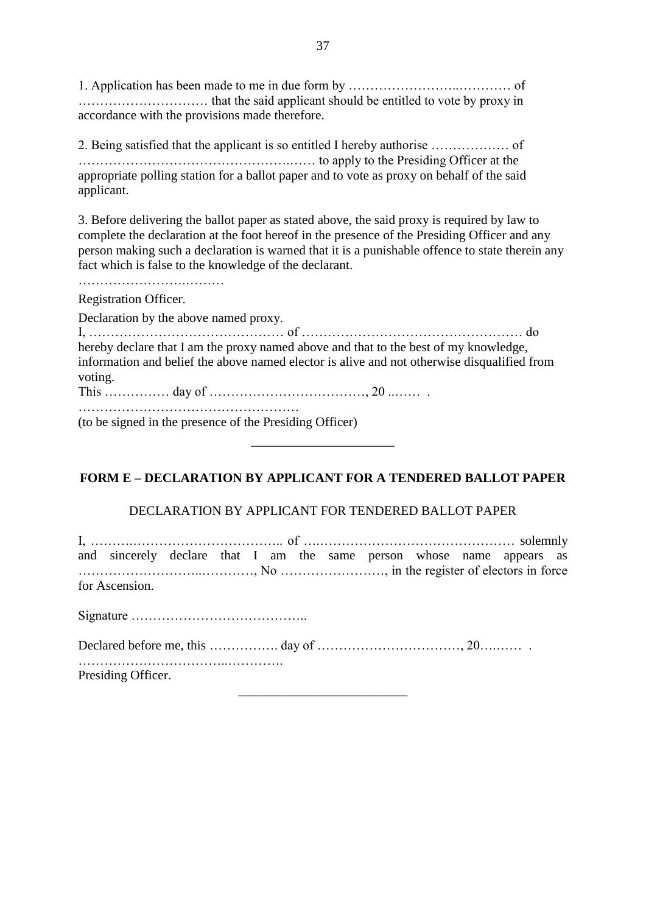1. Application has been made to me in due form by …………………..………… of ………………………… that the said applicant should be entitled to vote by proxy in accordance with the provisions made therefore.

2. Being satisfied that the applicant is so entitled I hereby authorise ……………… of ……………………………………….…… to apply to the Presiding Officer at the appropriate polling station for a ballot paper and to vote as proxy on behalf of the said applicant.

3. Before delivering the ballot paper as stated above, the said proxy is required by law to complete the declaration at the foot hereof in the presence of the Presiding Officer and any person making such a declaration is warned that it is a punishable offence to state therein any fact which is false to the knowledge of the declarant.

……………………..………

Registration Officer.

Declaration by the above named proxy.

I, ……………………………………… of …………………………………………… do hereby declare that I am the proxy named above and that to the best of my knowledge, information and belief the above named elector is alive and not otherwise disqualified from voting.

This …………… day of ………………………………, 20 ..…… .

……………………………………………

(to be signed in the presence of the Presiding Officer)

---

## FORM E – DECLARATION BY APPLICANT FOR A TENDERED BALLOT PAPER

DECLARATION BY APPLICANT FOR TENDERED BALLOT PAPER

I, ……….…………………………….. of ….……………………….…………… solemnly and sincerely declare that I am the same person whose name appears as ……………………...…………, No ……………………, in the register of electors in force for Ascension.

Signature …………………………………..

Declared before me, this ……………. day of ……………………………, 20….…… .

…………………………...………….

Presiding Officer.

---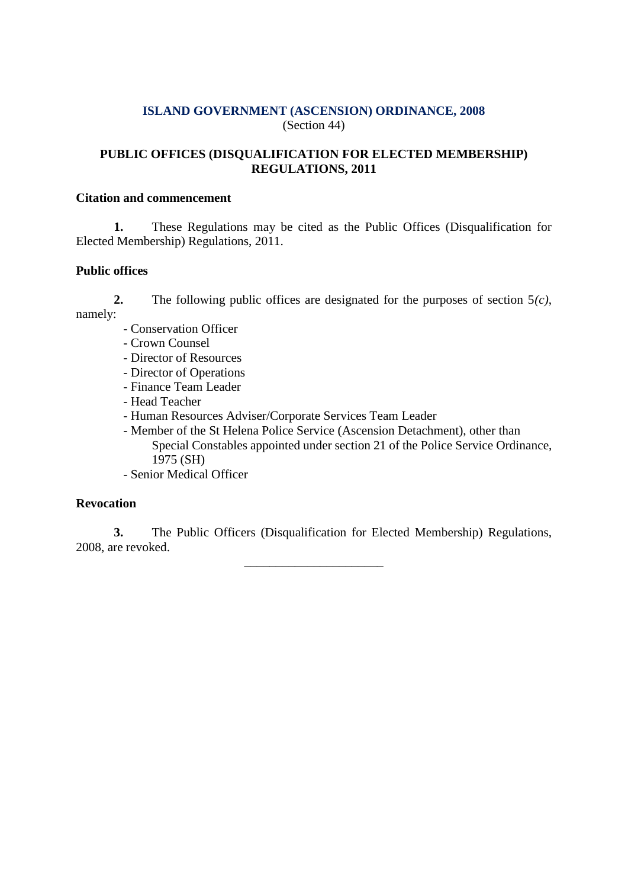**ISLAND GOVERNMENT (ASCENSION) ORDINANCE, 2008**
(Section 44)

**PUBLIC OFFICES (DISQUALIFICATION FOR ELECTED MEMBERSHIP) REGULATIONS, 2011**

**Citation and commencement**

**1.** These Regulations may be cited as the Public Offices (Disqualification for Elected Membership) Regulations, 2011.

**Public offices**

**2.** The following public offices are designated for the purposes of section 5*(c)*, namely:

- Conservation Officer
- Crown Counsel
- Director of Resources
- Director of Operations
- Finance Team Leader
- Head Teacher
- Human Resources Adviser/Corporate Services Team Leader
- Member of the St Helena Police Service (Ascension Detachment), other than Special Constables appointed under section 21 of the Police Service Ordinance, 1975 (SH)
- Senior Medical Officer

**Revocation**

**3.** The Public Officers (Disqualification for Elected Membership) Regulations, 2008, are revoked.

---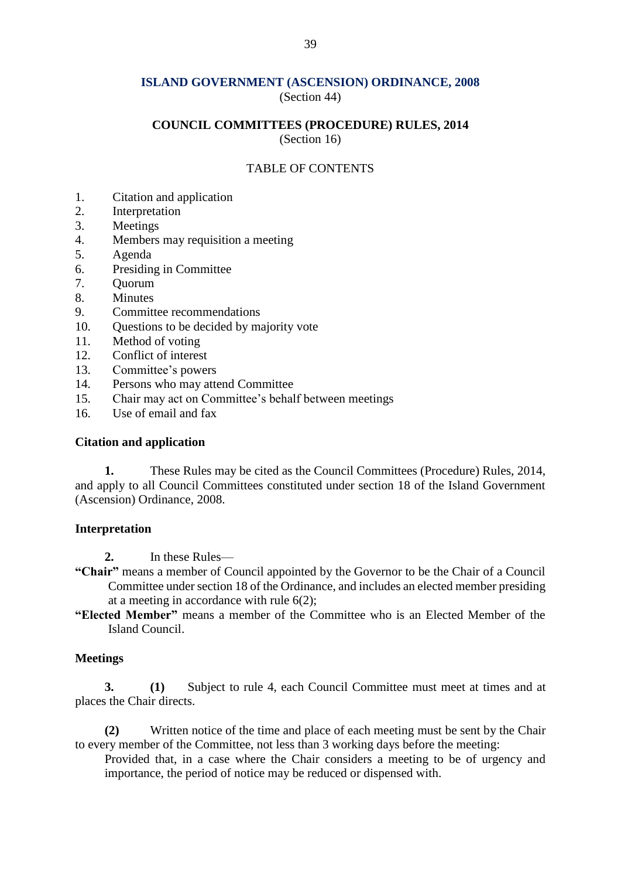## ISLAND GOVERNMENT (ASCENSION) ORDINANCE, 2008

(Section 44)

## COUNCIL COMMITTEES (PROCEDURE) RULES, 2014

(Section 16)

TABLE OF CONTENTS

1. Citation and application
2. Interpretation
3. Meetings
4. Members may requisition a meeting
5. Agenda
6. Presiding in Committee
7. Quorum
8. Minutes
9. Committee recommendations
10. Questions to be decided by majority vote
11. Method of voting
12. Conflict of interest
13. Committee's powers
14. Persons who may attend Committee
15. Chair may act on Committee's behalf between meetings
16. Use of email and fax

### Citation and application

**1.** These Rules may be cited as the Council Committees (Procedure) Rules, 2014, and apply to all Council Committees constituted under section 18 of the Island Government (Ascension) Ordinance, 2008.

### Interpretation

**2.** In these Rules—

**"Chair"** means a member of Council appointed by the Governor to be the Chair of a Council Committee under section 18 of the Ordinance, and includes an elected member presiding at a meeting in accordance with rule 6(2);

**"Elected Member"** means a member of the Committee who is an Elected Member of the Island Council.

### Meetings

**3.** **(1)** Subject to rule 4, each Council Committee must meet at times and at places the Chair directs.

**(2)** Written notice of the time and place of each meeting must be sent by the Chair to every member of the Committee, not less than 3 working days before the meeting:

Provided that, in a case where the Chair considers a meeting to be of urgency and importance, the period of notice may be reduced or dispensed with.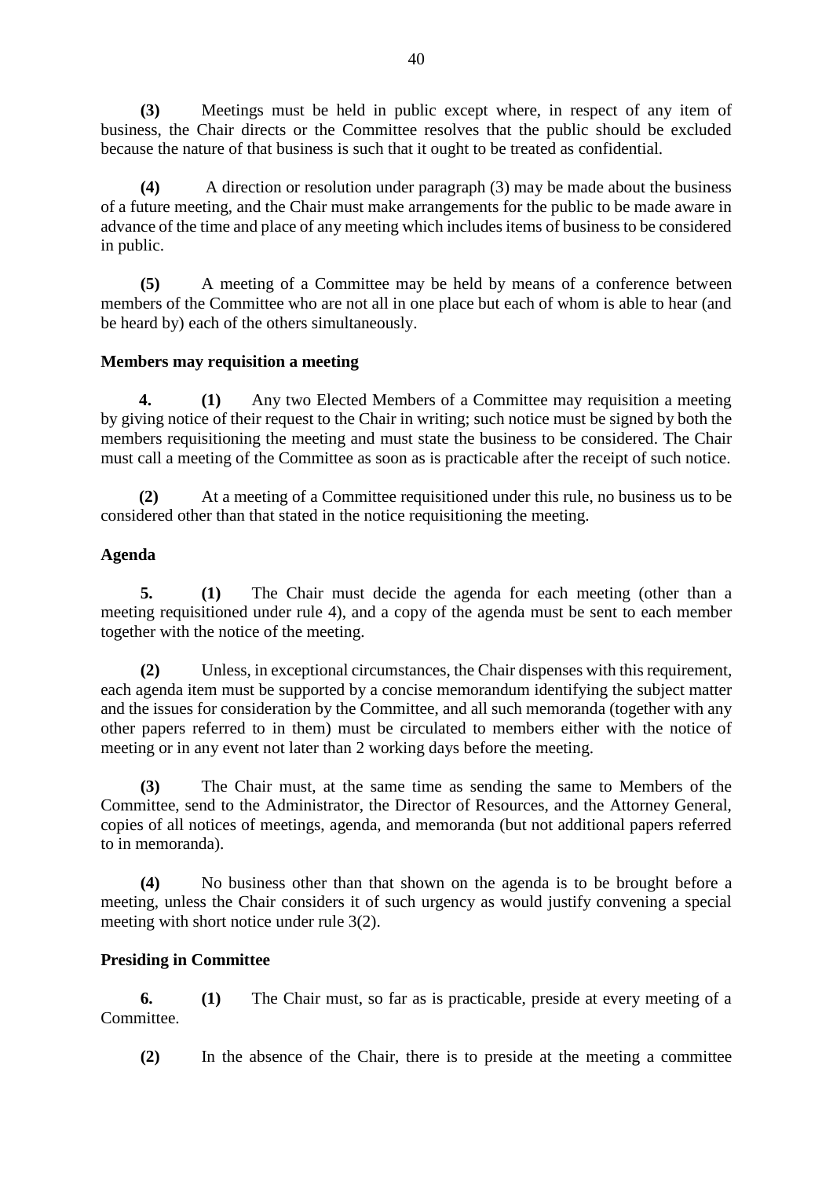**(3)** Meetings must be held in public except where, in respect of any item of business, the Chair directs or the Committee resolves that the public should be excluded because the nature of that business is such that it ought to be treated as confidential.

**(4)** A direction or resolution under paragraph (3) may be made about the business of a future meeting, and the Chair must make arrangements for the public to be made aware in advance of the time and place of any meeting which includes items of business to be considered in public.

**(5)** A meeting of a Committee may be held by means of a conference between members of the Committee who are not all in one place but each of whom is able to hear (and be heard by) each of the others simultaneously.

**Members may requisition a meeting**

**4.** **(1)** Any two Elected Members of a Committee may requisition a meeting by giving notice of their request to the Chair in writing; such notice must be signed by both the members requisitioning the meeting and must state the business to be considered. The Chair must call a meeting of the Committee as soon as is practicable after the receipt of such notice.

**(2)** At a meeting of a Committee requisitioned under this rule, no business us to be considered other than that stated in the notice requisitioning the meeting.

**Agenda**

**5.** **(1)** The Chair must decide the agenda for each meeting (other than a meeting requisitioned under rule 4), and a copy of the agenda must be sent to each member together with the notice of the meeting.

**(2)** Unless, in exceptional circumstances, the Chair dispenses with this requirement, each agenda item must be supported by a concise memorandum identifying the subject matter and the issues for consideration by the Committee, and all such memoranda (together with any other papers referred to in them) must be circulated to members either with the notice of meeting or in any event not later than 2 working days before the meeting.

**(3)** The Chair must, at the same time as sending the same to Members of the Committee, send to the Administrator, the Director of Resources, and the Attorney General, copies of all notices of meetings, agenda, and memoranda (but not additional papers referred to in memoranda).

**(4)** No business other than that shown on the agenda is to be brought before a meeting, unless the Chair considers it of such urgency as would justify convening a special meeting with short notice under rule 3(2).

**Presiding in Committee**

**6.** **(1)** The Chair must, so far as is practicable, preside at every meeting of a Committee.

**(2)** In the absence of the Chair, there is to preside at the meeting a committee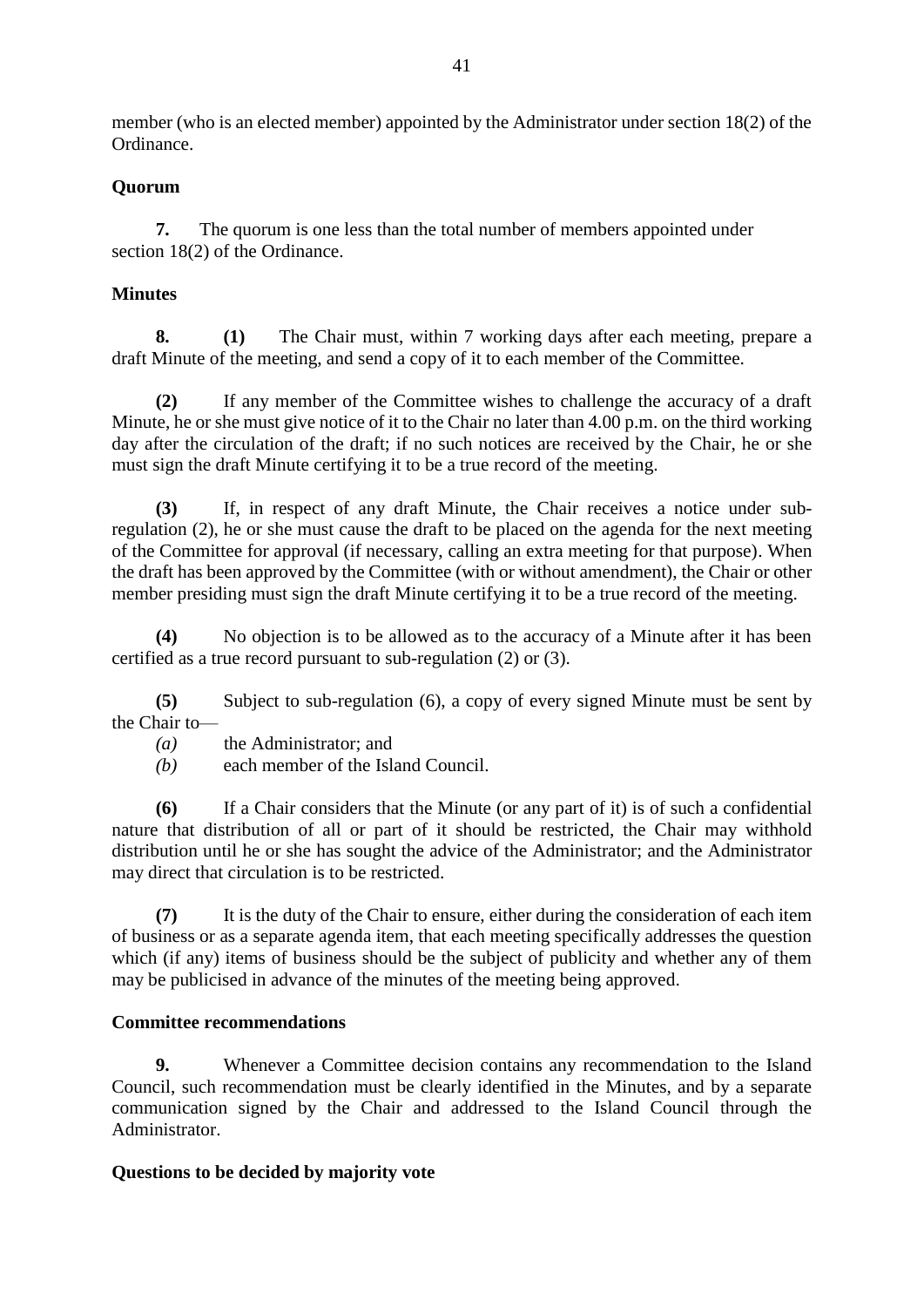member (who is an elected member) appointed by the Administrator under section 18(2) of the Ordinance.

**Quorum**

**7.** The quorum is one less than the total number of members appointed under section 18(2) of the Ordinance.

**Minutes**

**8.** **(1)** The Chair must, within 7 working days after each meeting, prepare a draft Minute of the meeting, and send a copy of it to each member of the Committee.

**(2)** If any member of the Committee wishes to challenge the accuracy of a draft Minute, he or she must give notice of it to the Chair no later than 4.00 p.m. on the third working day after the circulation of the draft; if no such notices are received by the Chair, he or she must sign the draft Minute certifying it to be a true record of the meeting.

**(3)** If, in respect of any draft Minute, the Chair receives a notice under sub-regulation (2), he or she must cause the draft to be placed on the agenda for the next meeting of the Committee for approval (if necessary, calling an extra meeting for that purpose). When the draft has been approved by the Committee (with or without amendment), the Chair or other member presiding must sign the draft Minute certifying it to be a true record of the meeting.

**(4)** No objection is to be allowed as to the accuracy of a Minute after it has been certified as a true record pursuant to sub-regulation (2) or (3).

**(5)** Subject to sub-regulation (6), a copy of every signed Minute must be sent by the Chair to—

*(a)* the Administrator; and

*(b)* each member of the Island Council.

**(6)** If a Chair considers that the Minute (or any part of it) is of such a confidential nature that distribution of all or part of it should be restricted, the Chair may withhold distribution until he or she has sought the advice of the Administrator; and the Administrator may direct that circulation is to be restricted.

**(7)** It is the duty of the Chair to ensure, either during the consideration of each item of business or as a separate agenda item, that each meeting specifically addresses the question which (if any) items of business should be the subject of publicity and whether any of them may be publicised in advance of the minutes of the meeting being approved.

**Committee recommendations**

**9.** Whenever a Committee decision contains any recommendation to the Island Council, such recommendation must be clearly identified in the Minutes, and by a separate communication signed by the Chair and addressed to the Island Council through the Administrator.

**Questions to be decided by majority vote**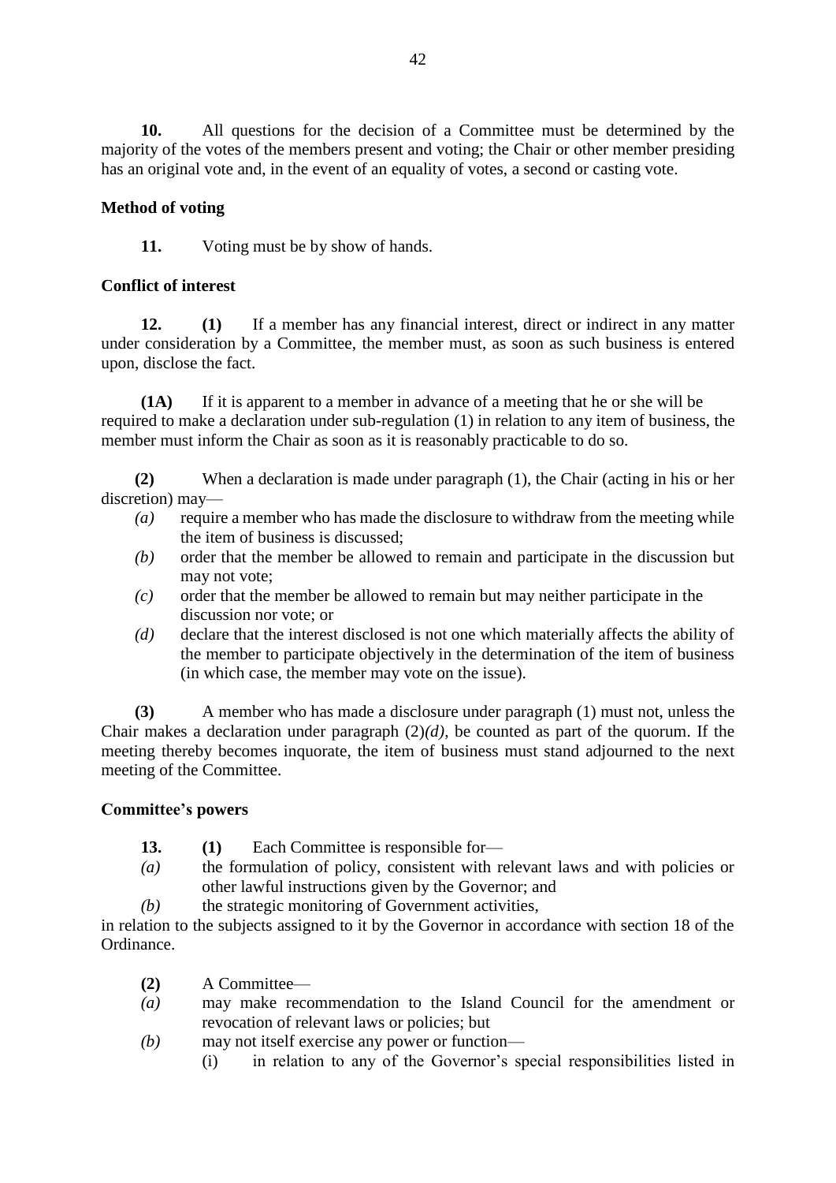**10.** All questions for the decision of a Committee must be determined by the majority of the votes of the members present and voting; the Chair or other member presiding has an original vote and, in the event of an equality of votes, a second or casting vote.

**Method of voting**

**11.** Voting must be by show of hands.

**Conflict of interest**

**12.** **(1)** If a member has any financial interest, direct or indirect in any matter under consideration by a Committee, the member must, as soon as such business is entered upon, disclose the fact.

**(1A)** If it is apparent to a member in advance of a meeting that he or she will be required to make a declaration under sub-regulation (1) in relation to any item of business, the member must inform the Chair as soon as it is reasonably practicable to do so.

**(2)** When a declaration is made under paragraph (1), the Chair (acting in his or her discretion) may—

*(a)* require a member who has made the disclosure to withdraw from the meeting while the item of business is discussed;

*(b)* order that the member be allowed to remain and participate in the discussion but may not vote;

*(c)* order that the member be allowed to remain but may neither participate in the discussion nor vote; or

*(d)* declare that the interest disclosed is not one which materially affects the ability of the member to participate objectively in the determination of the item of business (in which case, the member may vote on the issue).

**(3)** A member who has made a disclosure under paragraph (1) must not, unless the Chair makes a declaration under paragraph (2)*(d)*, be counted as part of the quorum. If the meeting thereby becomes inquorate, the item of business must stand adjourned to the next meeting of the Committee.

**Committee's powers**

**13.** **(1)** Each Committee is responsible for—

*(a)* the formulation of policy, consistent with relevant laws and with policies or other lawful instructions given by the Governor; and

*(b)* the strategic monitoring of Government activities,

in relation to the subjects assigned to it by the Governor in accordance with section 18 of the Ordinance.

**(2)** A Committee—

*(a)* may make recommendation to the Island Council for the amendment or revocation of relevant laws or policies; but

*(b)* may not itself exercise any power or function—

(i) in relation to any of the Governor's special responsibilities listed in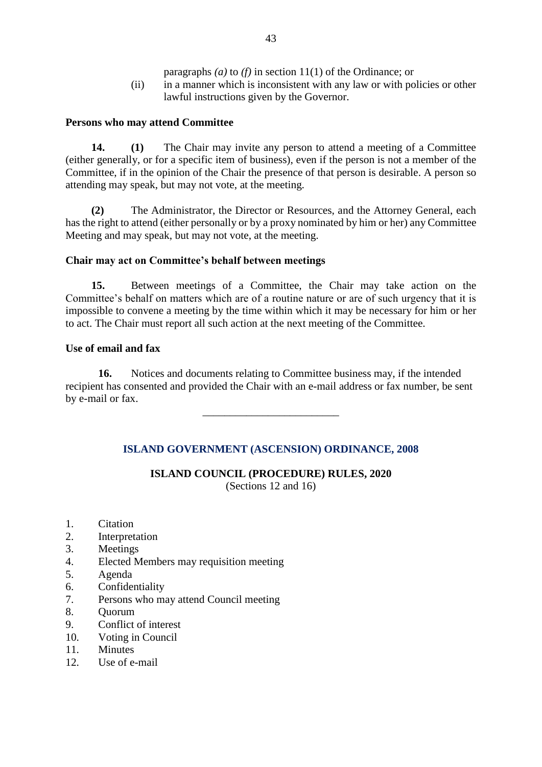paragraphs *(a)* to *(f)* in section 11(1) of the Ordinance; or

(ii) in a manner which is inconsistent with any law or with policies or other lawful instructions given by the Governor.

**Persons who may attend Committee**

**14. (1)** The Chair may invite any person to attend a meeting of a Committee (either generally, or for a specific item of business), even if the person is not a member of the Committee, if in the opinion of the Chair the presence of that person is desirable. A person so attending may speak, but may not vote, at the meeting.

**(2)** The Administrator, the Director or Resources, and the Attorney General, each has the right to attend (either personally or by a proxy nominated by him or her) any Committee Meeting and may speak, but may not vote, at the meeting.

**Chair may act on Committee's behalf between meetings**

**15.** Between meetings of a Committee, the Chair may take action on the Committee's behalf on matters which are of a routine nature or are of such urgency that it is impossible to convene a meeting by the time within which it may be necessary for him or her to act. The Chair must report all such action at the next meeting of the Committee.

**Use of email and fax**

**16.** Notices and documents relating to Committee business may, if the intended recipient has consented and provided the Chair with an e-mail address or fax number, be sent by e-mail or fax.

---

## ISLAND GOVERNMENT (ASCENSION) ORDINANCE, 2008

### ISLAND COUNCIL (PROCEDURE) RULES, 2020

(Sections 12 and 16)

1. Citation
2. Interpretation
3. Meetings
4. Elected Members may requisition meeting
5. Agenda
6. Confidentiality
7. Persons who may attend Council meeting
8. Quorum
9. Conflict of interest
10. Voting in Council
11. Minutes
12. Use of e-mail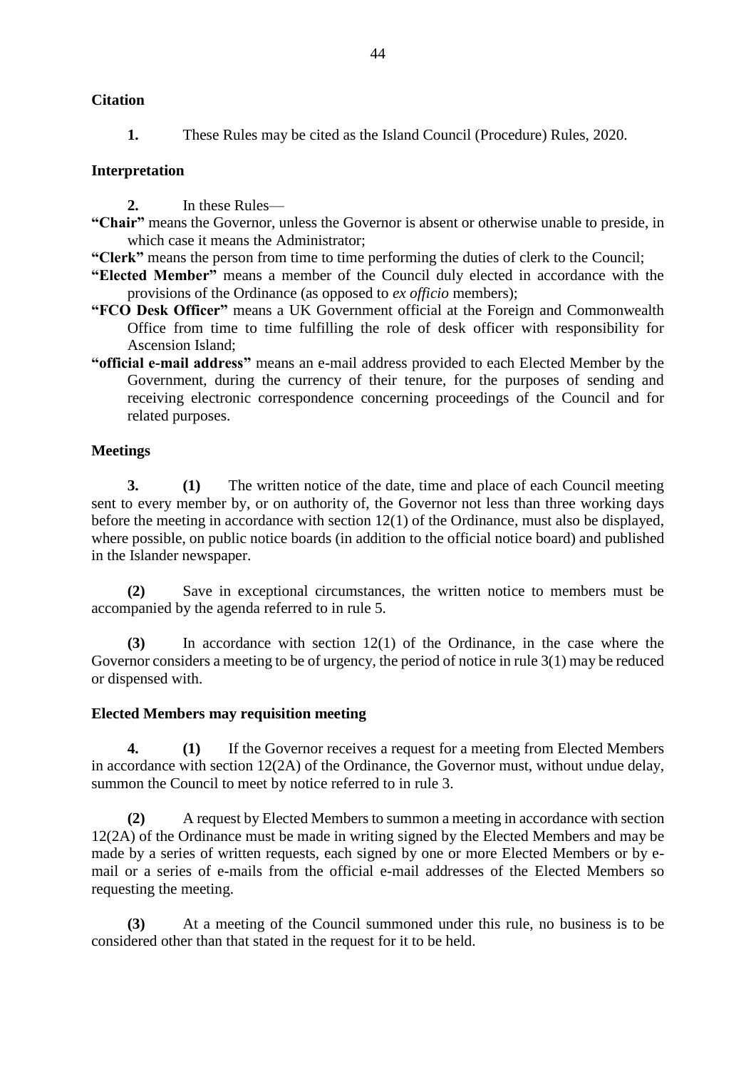**Citation**

**1.** These Rules may be cited as the Island Council (Procedure) Rules, 2020.

**Interpretation**

**2.** In these Rules—

**"Chair"** means the Governor, unless the Governor is absent or otherwise unable to preside, in which case it means the Administrator;

**"Clerk"** means the person from time to time performing the duties of clerk to the Council;

**"Elected Member"** means a member of the Council duly elected in accordance with the provisions of the Ordinance (as opposed to *ex officio* members);

**"FCO Desk Officer"** means a UK Government official at the Foreign and Commonwealth Office from time to time fulfilling the role of desk officer with responsibility for Ascension Island;

**"official e-mail address"** means an e-mail address provided to each Elected Member by the Government, during the currency of their tenure, for the purposes of sending and receiving electronic correspondence concerning proceedings of the Council and for related purposes.

**Meetings**

**3.** **(1)** The written notice of the date, time and place of each Council meeting sent to every member by, or on authority of, the Governor not less than three working days before the meeting in accordance with section 12(1) of the Ordinance, must also be displayed, where possible, on public notice boards (in addition to the official notice board) and published in the Islander newspaper.

**(2)** Save in exceptional circumstances, the written notice to members must be accompanied by the agenda referred to in rule 5.

**(3)** In accordance with section 12(1) of the Ordinance, in the case where the Governor considers a meeting to be of urgency, the period of notice in rule 3(1) may be reduced or dispensed with.

**Elected Members may requisition meeting**

**4.** **(1)** If the Governor receives a request for a meeting from Elected Members in accordance with section 12(2A) of the Ordinance, the Governor must, without undue delay, summon the Council to meet by notice referred to in rule 3.

**(2)** A request by Elected Members to summon a meeting in accordance with section 12(2A) of the Ordinance must be made in writing signed by the Elected Members and may be made by a series of written requests, each signed by one or more Elected Members or by e-mail or a series of e-mails from the official e-mail addresses of the Elected Members so requesting the meeting.

**(3)** At a meeting of the Council summoned under this rule, no business is to be considered other than that stated in the request for it to be held.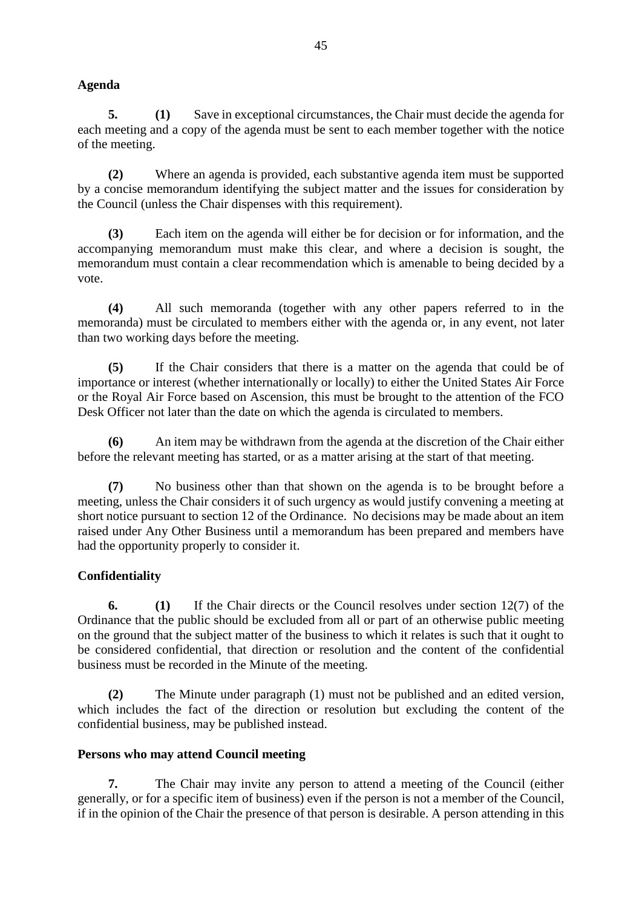**Agenda**

**5.** **(1)** Save in exceptional circumstances, the Chair must decide the agenda for each meeting and a copy of the agenda must be sent to each member together with the notice of the meeting.

**(2)** Where an agenda is provided, each substantive agenda item must be supported by a concise memorandum identifying the subject matter and the issues for consideration by the Council (unless the Chair dispenses with this requirement).

**(3)** Each item on the agenda will either be for decision or for information, and the accompanying memorandum must make this clear, and where a decision is sought, the memorandum must contain a clear recommendation which is amenable to being decided by a vote.

**(4)** All such memoranda (together with any other papers referred to in the memoranda) must be circulated to members either with the agenda or, in any event, not later than two working days before the meeting.

**(5)** If the Chair considers that there is a matter on the agenda that could be of importance or interest (whether internationally or locally) to either the United States Air Force or the Royal Air Force based on Ascension, this must be brought to the attention of the FCO Desk Officer not later than the date on which the agenda is circulated to members.

**(6)** An item may be withdrawn from the agenda at the discretion of the Chair either before the relevant meeting has started, or as a matter arising at the start of that meeting.

**(7)** No business other than that shown on the agenda is to be brought before a meeting, unless the Chair considers it of such urgency as would justify convening a meeting at short notice pursuant to section 12 of the Ordinance. No decisions may be made about an item raised under Any Other Business until a memorandum has been prepared and members have had the opportunity properly to consider it.

**Confidentiality**

**6.** **(1)** If the Chair directs or the Council resolves under section 12(7) of the Ordinance that the public should be excluded from all or part of an otherwise public meeting on the ground that the subject matter of the business to which it relates is such that it ought to be considered confidential, that direction or resolution and the content of the confidential business must be recorded in the Minute of the meeting.

**(2)** The Minute under paragraph (1) must not be published and an edited version, which includes the fact of the direction or resolution but excluding the content of the confidential business, may be published instead.

**Persons who may attend Council meeting**

**7.** The Chair may invite any person to attend a meeting of the Council (either generally, or for a specific item of business) even if the person is not a member of the Council, if in the opinion of the Chair the presence of that person is desirable. A person attending in this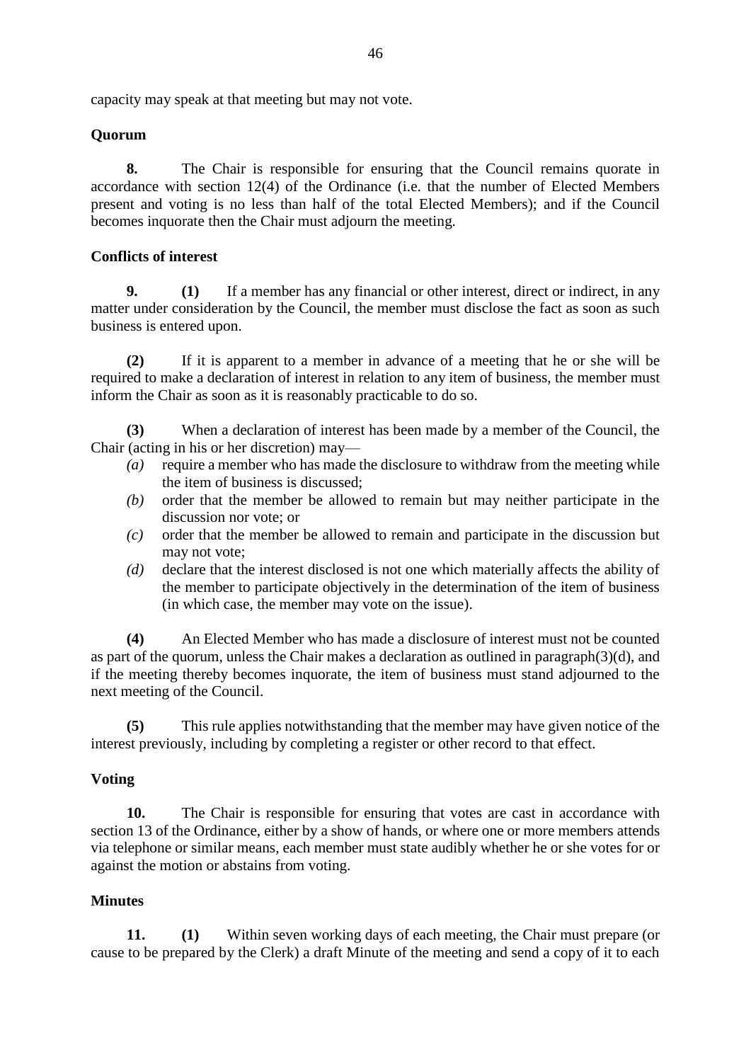capacity may speak at that meeting but may not vote.

**Quorum**

**8.** The Chair is responsible for ensuring that the Council remains quorate in accordance with section 12(4) of the Ordinance (i.e. that the number of Elected Members present and voting is no less than half of the total Elected Members); and if the Council becomes inquorate then the Chair must adjourn the meeting.

**Conflicts of interest**

**9.** **(1)** If a member has any financial or other interest, direct or indirect, in any matter under consideration by the Council, the member must disclose the fact as soon as such business is entered upon.

**(2)** If it is apparent to a member in advance of a meeting that he or she will be required to make a declaration of interest in relation to any item of business, the member must inform the Chair as soon as it is reasonably practicable to do so.

**(3)** When a declaration of interest has been made by a member of the Council, the Chair (acting in his or her discretion) may—

- *(a)* require a member who has made the disclosure to withdraw from the meeting while the item of business is discussed;
- *(b)* order that the member be allowed to remain but may neither participate in the discussion nor vote; or
- *(c)* order that the member be allowed to remain and participate in the discussion but may not vote;
- *(d)* declare that the interest disclosed is not one which materially affects the ability of the member to participate objectively in the determination of the item of business (in which case, the member may vote on the issue).

**(4)** An Elected Member who has made a disclosure of interest must not be counted as part of the quorum, unless the Chair makes a declaration as outlined in paragraph(3)(d), and if the meeting thereby becomes inquorate, the item of business must stand adjourned to the next meeting of the Council.

**(5)** This rule applies notwithstanding that the member may have given notice of the interest previously, including by completing a register or other record to that effect.

**Voting**

**10.** The Chair is responsible for ensuring that votes are cast in accordance with section 13 of the Ordinance, either by a show of hands, or where one or more members attends via telephone or similar means, each member must state audibly whether he or she votes for or against the motion or abstains from voting.

**Minutes**

**11.** **(1)** Within seven working days of each meeting, the Chair must prepare (or cause to be prepared by the Clerk) a draft Minute of the meeting and send a copy of it to each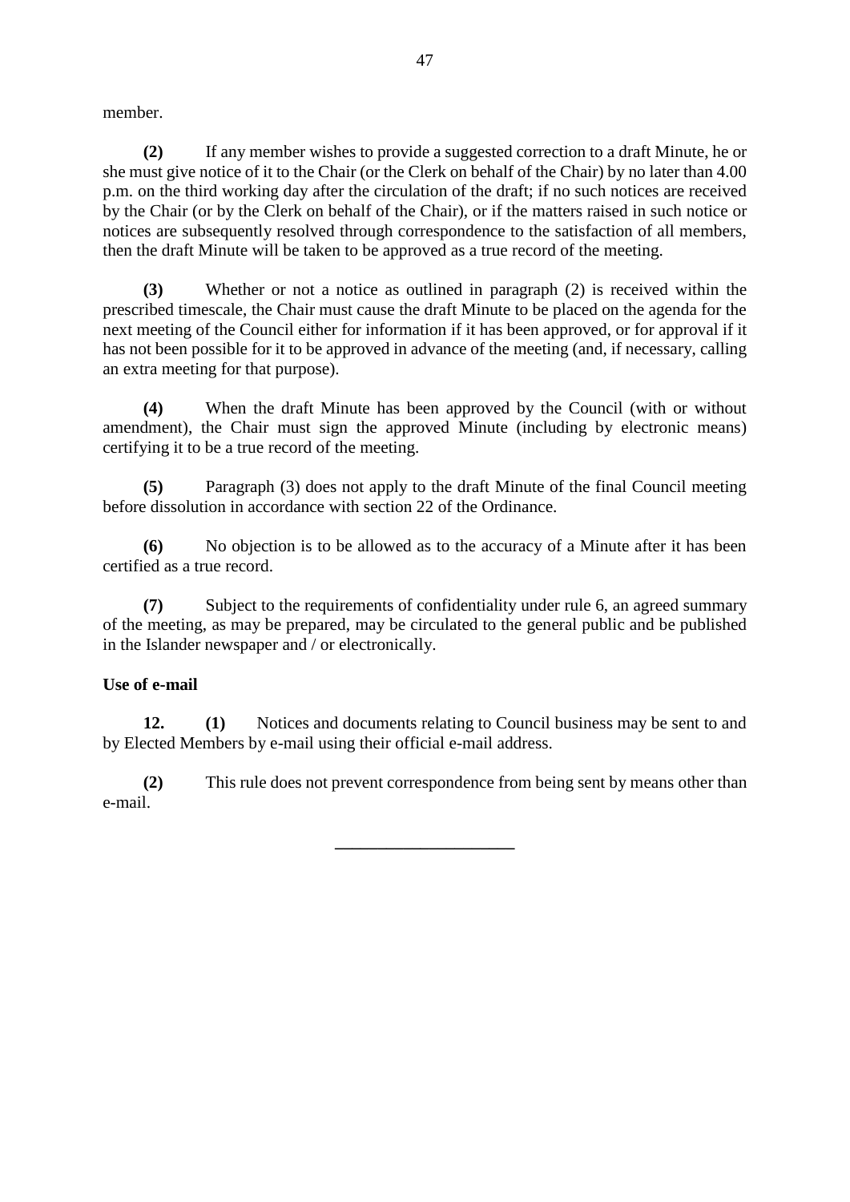member.

**(2)** If any member wishes to provide a suggested correction to a draft Minute, he or she must give notice of it to the Chair (or the Clerk on behalf of the Chair) by no later than 4.00 p.m. on the third working day after the circulation of the draft; if no such notices are received by the Chair (or by the Clerk on behalf of the Chair), or if the matters raised in such notice or notices are subsequently resolved through correspondence to the satisfaction of all members, then the draft Minute will be taken to be approved as a true record of the meeting.

**(3)** Whether or not a notice as outlined in paragraph (2) is received within the prescribed timescale, the Chair must cause the draft Minute to be placed on the agenda for the next meeting of the Council either for information if it has been approved, or for approval if it has not been possible for it to be approved in advance of the meeting (and, if necessary, calling an extra meeting for that purpose).

**(4)** When the draft Minute has been approved by the Council (with or without amendment), the Chair must sign the approved Minute (including by electronic means) certifying it to be a true record of the meeting.

**(5)** Paragraph (3) does not apply to the draft Minute of the final Council meeting before dissolution in accordance with section 22 of the Ordinance.

**(6)** No objection is to be allowed as to the accuracy of a Minute after it has been certified as a true record.

**(7)** Subject to the requirements of confidentiality under rule 6, an agreed summary of the meeting, as may be prepared, may be circulated to the general public and be published in the Islander newspaper and / or electronically.

**Use of e-mail**

**12.** **(1)** Notices and documents relating to Council business may be sent to and by Elected Members by e-mail using their official e-mail address.

**(2)** This rule does not prevent correspondence from being sent by means other than e-mail.

---